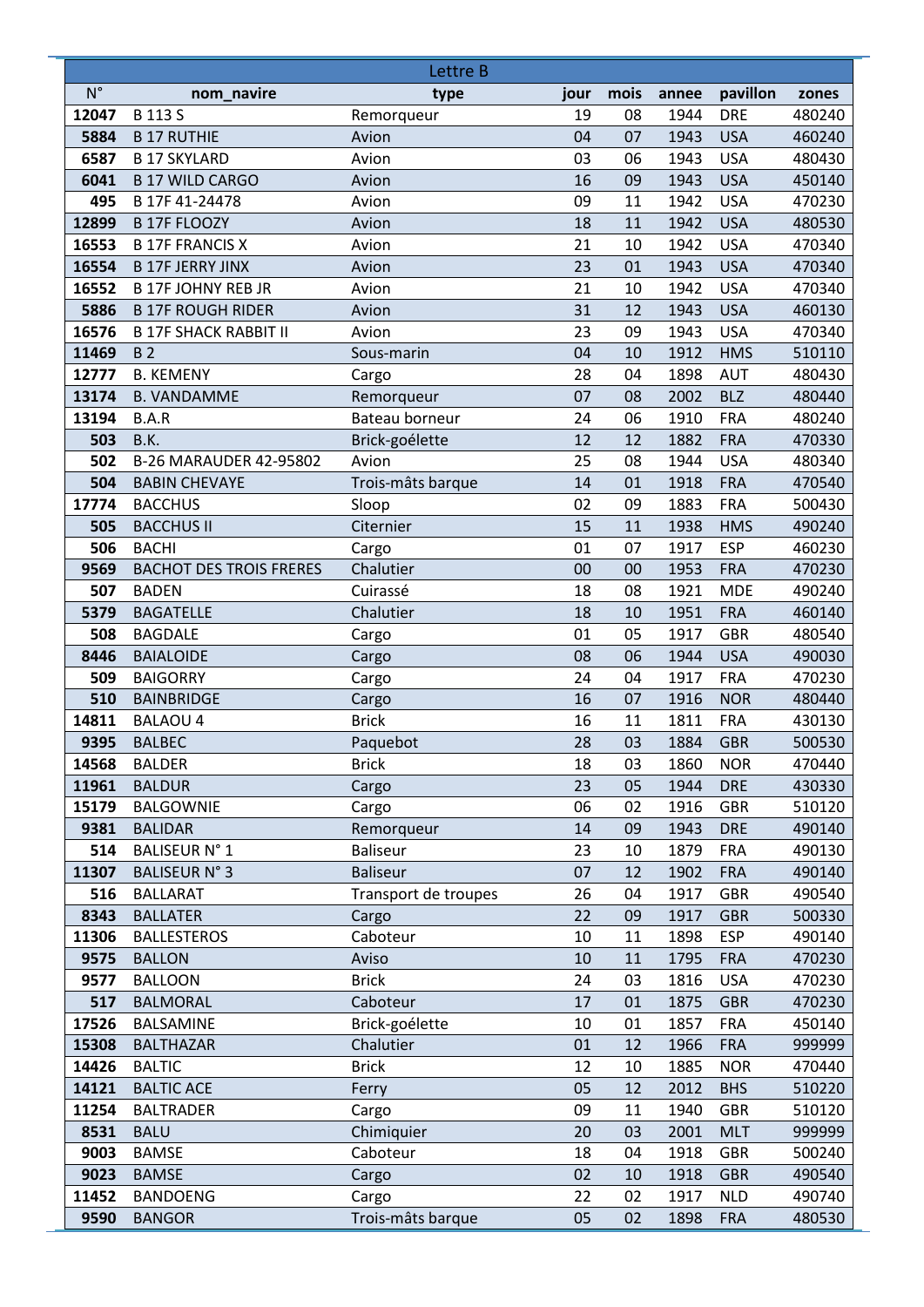| Lettre B | | | | | | | |
|---|---|---|---|---|---|---|---|
| N° | nom_navire | type | jour | mois | annee | pavillon | zones |
| **12047** | B 113 S | Remorqueur | 19 | 08 | 1944 | DRE | 480240 |
| **5884** | B 17 RUTHIE | Avion | 04 | 07 | 1943 | USA | 460240 |
| **6587** | B 17 SKYLARD | Avion | 03 | 06 | 1943 | USA | 480430 |
| **6041** | B 17 WILD CARGO | Avion | 16 | 09 | 1943 | USA | 450140 |
| **495** | B 17F 41-24478 | Avion | 09 | 11 | 1942 | USA | 470230 |
| **12899** | B 17F FLOOZY | Avion | 18 | 11 | 1942 | USA | 480530 |
| **16553** | B 17F FRANCIS X | Avion | 21 | 10 | 1942 | USA | 470340 |
| **16554** | B 17F JERRY JINX | Avion | 23 | 01 | 1943 | USA | 470340 |
| **16552** | B 17F JOHNY REB JR | Avion | 21 | 10 | 1942 | USA | 470340 |
| **5886** | B 17F ROUGH RIDER | Avion | 31 | 12 | 1943 | USA | 460130 |
| **16576** | B 17F SHACK RABBIT II | Avion | 23 | 09 | 1943 | USA | 470340 |
| **11469** | B 2 | Sous-marin | 04 | 10 | 1912 | HMS | 510110 |
| **12777** | B. KEMENY | Cargo | 28 | 04 | 1898 | AUT | 480430 |
| **13174** | B. VANDAMME | Remorqueur | 07 | 08 | 2002 | BLZ | 480440 |
| **13194** | B.A.R | Bateau borneur | 24 | 06 | 1910 | FRA | 480240 |
| **503** | B.K. | Brick-goélette | 12 | 12 | 1882 | FRA | 470330 |
| **502** | B-26 MARAUDER 42-95802 | Avion | 25 | 08 | 1944 | USA | 480340 |
| **504** | BABIN CHEVAYE | Trois-mâts barque | 14 | 01 | 1918 | FRA | 470540 |
| **17774** | BACCHUS | Sloop | 02 | 09 | 1883 | FRA | 500430 |
| **505** | BACCHUS II | Citernier | 15 | 11 | 1938 | HMS | 490240 |
| **506** | BACHI | Cargo | 01 | 07 | 1917 | ESP | 460230 |
| **9569** | BACHOT DES TROIS FRERES | Chalutier | 00 | 00 | 1953 | FRA | 470230 |
| **507** | BADEN | Cuirassé | 18 | 08 | 1921 | MDE | 490240 |
| **5379** | BAGATELLE | Chalutier | 18 | 10 | 1951 | FRA | 460140 |
| **508** | BAGDALE | Cargo | 01 | 05 | 1917 | GBR | 480540 |
| **8446** | BAIALOIDE | Cargo | 08 | 06 | 1944 | USA | 490030 |
| **509** | BAIGORRY | Cargo | 24 | 04 | 1917 | FRA | 470230 |
| **510** | BAINBRIDGE | Cargo | 16 | 07 | 1916 | NOR | 480440 |
| **14811** | BALAOU 4 | Brick | 16 | 11 | 1811 | FRA | 430130 |
| **9395** | BALBEC | Paquebot | 28 | 03 | 1884 | GBR | 500530 |
| **14568** | BALDER | Brick | 18 | 03 | 1860 | NOR | 470440 |
| **11961** | BALDUR | Cargo | 23 | 05 | 1944 | DRE | 430330 |
| **15179** | BALGOWNIE | Cargo | 06 | 02 | 1916 | GBR | 510120 |
| **9381** | BALIDAR | Remorqueur | 14 | 09 | 1943 | DRE | 490140 |
| **514** | BALISEUR N° 1 | Baliseur | 23 | 10 | 1879 | FRA | 490130 |
| **11307** | BALISEUR N° 3 | Baliseur | 07 | 12 | 1902 | FRA | 490140 |
| **516** | BALLARAT | Transport de troupes | 26 | 04 | 1917 | GBR | 490540 |
| **8343** | BALLATER | Cargo | 22 | 09 | 1917 | GBR | 500330 |
| **11306** | BALLESTEROS | Caboteur | 10 | 11 | 1898 | ESP | 490140 |
| **9575** | BALLON | Aviso | 10 | 11 | 1795 | FRA | 470230 |
| **9577** | BALLOON | Brick | 24 | 03 | 1816 | USA | 470230 |
| **517** | BALMORAL | Caboteur | 17 | 01 | 1875 | GBR | 470230 |
| **17526** | BALSAMINE | Brick-goélette | 10 | 01 | 1857 | FRA | 450140 |
| **15308** | BALTHAZAR | Chalutier | 01 | 12 | 1966 | FRA | 999999 |
| **14426** | BALTIC | Brick | 12 | 10 | 1885 | NOR | 470440 |
| **14121** | BALTIC ACE | Ferry | 05 | 12 | 2012 | BHS | 510220 |
| **11254** | BALTRADER | Cargo | 09 | 11 | 1940 | GBR | 510120 |
| **8531** | BALU | Chimiquier | 20 | 03 | 2001 | MLT | 999999 |
| **9003** | BAMSE | Caboteur | 18 | 04 | 1918 | GBR | 500240 |
| **9023** | BAMSE | Cargo | 02 | 10 | 1918 | GBR | 490540 |
| **11452** | BANDOENG | Cargo | 22 | 02 | 1917 | NLD | 490740 |
| **9590** | BANGOR | Trois-mâts barque | 05 | 02 | 1898 | FRA | 480530 |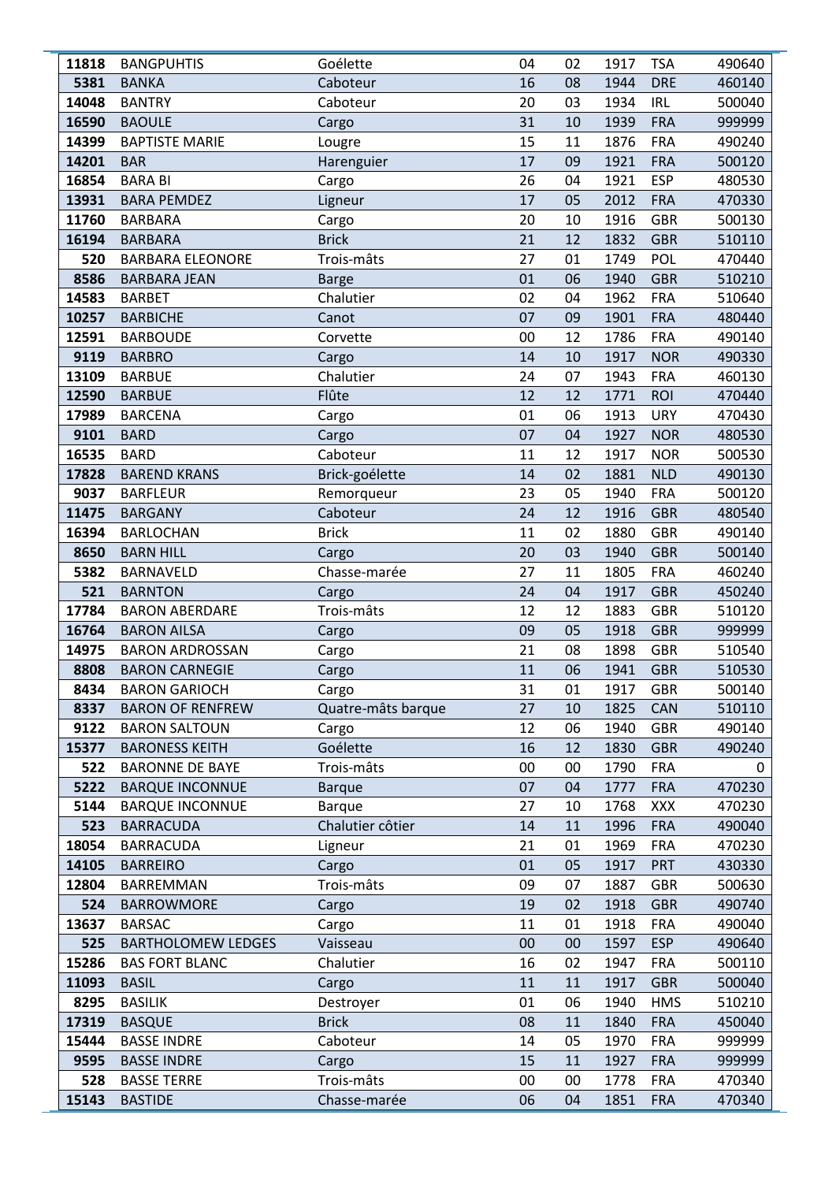| | | | | | | | |
|---|---|---|---|---|---|---|---|
| **11818** | BANGPUHTIS | Goélette | 04 | 02 | 1917 | TSA | 490640 |
| **5381** | BANKA | Caboteur | 16 | 08 | 1944 | DRE | 460140 |
| **14048** | BANTRY | Caboteur | 20 | 03 | 1934 | IRL | 500040 |
| **16590** | BAOULE | Cargo | 31 | 10 | 1939 | FRA | 999999 |
| **14399** | BAPTISTE MARIE | Lougre | 15 | 11 | 1876 | FRA | 490240 |
| **14201** | BAR | Harenguier | 17 | 09 | 1921 | FRA | 500120 |
| **16854** | BARA BI | Cargo | 26 | 04 | 1921 | ESP | 480530 |
| **13931** | BARA PEMDEZ | Ligneur | 17 | 05 | 2012 | FRA | 470330 |
| **11760** | BARBARA | Cargo | 20 | 10 | 1916 | GBR | 500130 |
| **16194** | BARBARA | Brick | 21 | 12 | 1832 | GBR | 510110 |
| **520** | BARBARA ELEONORE | Trois-mâts | 27 | 01 | 1749 | POL | 470440 |
| **8586** | BARBARA JEAN | Barge | 01 | 06 | 1940 | GBR | 510210 |
| **14583** | BARBET | Chalutier | 02 | 04 | 1962 | FRA | 510640 |
| **10257** | BARBICHE | Canot | 07 | 09 | 1901 | FRA | 480440 |
| **12591** | BARBOUDE | Corvette | 00 | 12 | 1786 | FRA | 490140 |
| **9119** | BARBRO | Cargo | 14 | 10 | 1917 | NOR | 490330 |
| **13109** | BARBUE | Chalutier | 24 | 07 | 1943 | FRA | 460130 |
| **12590** | BARBUE | Flûte | 12 | 12 | 1771 | ROI | 470440 |
| **17989** | BARCENA | Cargo | 01 | 06 | 1913 | URY | 470430 |
| **9101** | BARD | Cargo | 07 | 04 | 1927 | NOR | 480530 |
| **16535** | BARD | Caboteur | 11 | 12 | 1917 | NOR | 500530 |
| **17828** | BAREND KRANS | Brick-goélette | 14 | 02 | 1881 | NLD | 490130 |
| **9037** | BARFLEUR | Remorqueur | 23 | 05 | 1940 | FRA | 500120 |
| **11475** | BARGANY | Caboteur | 24 | 12 | 1916 | GBR | 480540 |
| **16394** | BARLOCHAN | Brick | 11 | 02 | 1880 | GBR | 490140 |
| **8650** | BARN HILL | Cargo | 20 | 03 | 1940 | GBR | 500140 |
| **5382** | BARNAVELD | Chasse-marée | 27 | 11 | 1805 | FRA | 460240 |
| **521** | BARNTON | Cargo | 24 | 04 | 1917 | GBR | 450240 |
| **17784** | BARON ABERDARE | Trois-mâts | 12 | 12 | 1883 | GBR | 510120 |
| **16764** | BARON AILSA | Cargo | 09 | 05 | 1918 | GBR | 999999 |
| **14975** | BARON ARDROSSAN | Cargo | 21 | 08 | 1898 | GBR | 510540 |
| **8808** | BARON CARNEGIE | Cargo | 11 | 06 | 1941 | GBR | 510530 |
| **8434** | BARON GARIOCH | Cargo | 31 | 01 | 1917 | GBR | 500140 |
| **8337** | BARON OF RENFREW | Quatre-mâts barque | 27 | 10 | 1825 | CAN | 510110 |
| **9122** | BARON SALTOUN | Cargo | 12 | 06 | 1940 | GBR | 490140 |
| **15377** | BARONESS KEITH | Goélette | 16 | 12 | 1830 | GBR | 490240 |
| **522** | BARONNE DE BAYE | Trois-mâts | 00 | 00 | 1790 | FRA | 0 |
| **5222** | BARQUE INCONNUE | Barque | 07 | 04 | 1777 | FRA | 470230 |
| **5144** | BARQUE INCONNUE | Barque | 27 | 10 | 1768 | XXX | 470230 |
| **523** | BARRACUDA | Chalutier côtier | 14 | 11 | 1996 | FRA | 490040 |
| **18054** | BARRACUDA | Ligneur | 21 | 01 | 1969 | FRA | 470230 |
| **14105** | BARREIRO | Cargo | 01 | 05 | 1917 | PRT | 430330 |
| **12804** | BARREMMAN | Trois-mâts | 09 | 07 | 1887 | GBR | 500630 |
| **524** | BARROWMORE | Cargo | 19 | 02 | 1918 | GBR | 490740 |
| **13637** | BARSAC | Cargo | 11 | 01 | 1918 | FRA | 490040 |
| **525** | BARTHOLOMEW LEDGES | Vaisseau | 00 | 00 | 1597 | ESP | 490640 |
| **15286** | BAS FORT BLANC | Chalutier | 16 | 02 | 1947 | FRA | 500110 |
| **11093** | BASIL | Cargo | 11 | 11 | 1917 | GBR | 500040 |
| **8295** | BASILIK | Destroyer | 01 | 06 | 1940 | HMS | 510210 |
| **17319** | BASQUE | Brick | 08 | 11 | 1840 | FRA | 450040 |
| **15444** | BASSE INDRE | Caboteur | 14 | 05 | 1970 | FRA | 999999 |
| **9595** | BASSE INDRE | Cargo | 15 | 11 | 1927 | FRA | 999999 |
| **528** | BASSE TERRE | Trois-mâts | 00 | 00 | 1778 | FRA | 470340 |
| **15143** | BASTIDE | Chasse-marée | 06 | 04 | 1851 | FRA | 470340 |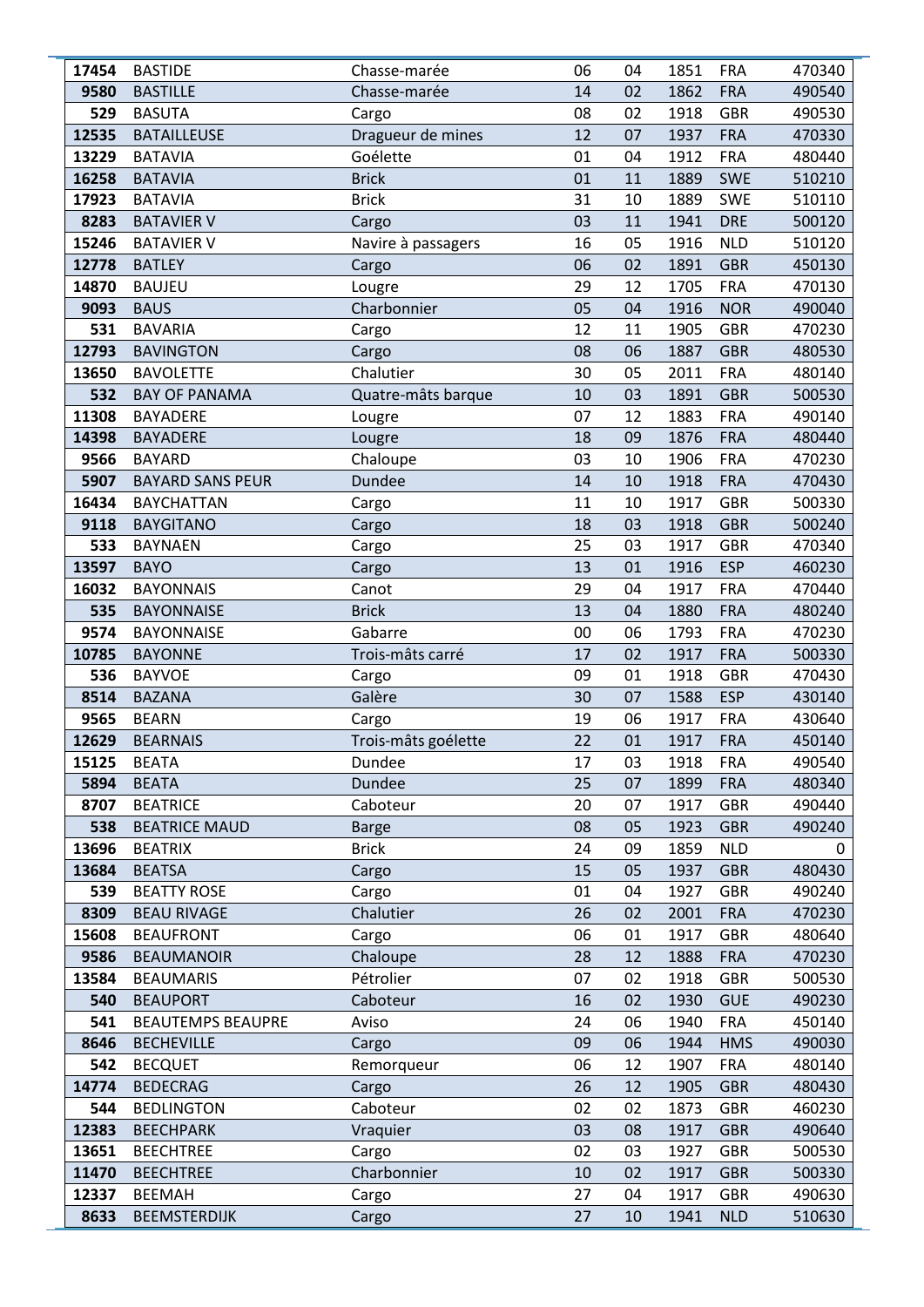| 17454 | BASTIDE | Chasse-marée | 06 | 04 | 1851 | FRA | 470340 |
|---|---|---|---|---|---|---|---|
| 9580 | BASTILLE | Chasse-marée | 14 | 02 | 1862 | FRA | 490540 |
| 529 | BASUTA | Cargo | 08 | 02 | 1918 | GBR | 490530 |
| 12535 | BATAILLEUSE | Dragueur de mines | 12 | 07 | 1937 | FRA | 470330 |
| 13229 | BATAVIA | Goélette | 01 | 04 | 1912 | FRA | 480440 |
| 16258 | BATAVIA | Brick | 01 | 11 | 1889 | SWE | 510210 |
| 17923 | BATAVIA | Brick | 31 | 10 | 1889 | SWE | 510110 |
| 8283 | BATAVIER V | Cargo | 03 | 11 | 1941 | DRE | 500120 |
| 15246 | BATAVIER V | Navire à passagers | 16 | 05 | 1916 | NLD | 510120 |
| 12778 | BATLEY | Cargo | 06 | 02 | 1891 | GBR | 450130 |
| 14870 | BAUJEU | Lougre | 29 | 12 | 1705 | FRA | 470130 |
| 9093 | BAUS | Charbonnier | 05 | 04 | 1916 | NOR | 490040 |
| 531 | BAVARIA | Cargo | 12 | 11 | 1905 | GBR | 470230 |
| 12793 | BAVINGTON | Cargo | 08 | 06 | 1887 | GBR | 480530 |
| 13650 | BAVOLETTE | Chalutier | 30 | 05 | 2011 | FRA | 480140 |
| 532 | BAY OF PANAMA | Quatre-mâts barque | 10 | 03 | 1891 | GBR | 500530 |
| 11308 | BAYADERE | Lougre | 07 | 12 | 1883 | FRA | 490140 |
| 14398 | BAYADERE | Lougre | 18 | 09 | 1876 | FRA | 480440 |
| 9566 | BAYARD | Chaloupe | 03 | 10 | 1906 | FRA | 470230 |
| 5907 | BAYARD SANS PEUR | Dundee | 14 | 10 | 1918 | FRA | 470430 |
| 16434 | BAYCHATTAN | Cargo | 11 | 10 | 1917 | GBR | 500330 |
| 9118 | BAYGITANO | Cargo | 18 | 03 | 1918 | GBR | 500240 |
| 533 | BAYNAEN | Cargo | 25 | 03 | 1917 | GBR | 470340 |
| 13597 | BAYO | Cargo | 13 | 01 | 1916 | ESP | 460230 |
| 16032 | BAYONNAIS | Canot | 29 | 04 | 1917 | FRA | 470440 |
| 535 | BAYONNAISE | Brick | 13 | 04 | 1880 | FRA | 480240 |
| 9574 | BAYONNAISE | Gabarre | 00 | 06 | 1793 | FRA | 470230 |
| 10785 | BAYONNE | Trois-mâts carré | 17 | 02 | 1917 | FRA | 500330 |
| 536 | BAYVOE | Cargo | 09 | 01 | 1918 | GBR | 470430 |
| 8514 | BAZANA | Galère | 30 | 07 | 1588 | ESP | 430140 |
| 9565 | BEARN | Cargo | 19 | 06 | 1917 | FRA | 430640 |
| 12629 | BEARNAIS | Trois-mâts goélette | 22 | 01 | 1917 | FRA | 450140 |
| 15125 | BEATA | Dundee | 17 | 03 | 1918 | FRA | 490540 |
| 5894 | BEATA | Dundee | 25 | 07 | 1899 | FRA | 480340 |
| 8707 | BEATRICE | Caboteur | 20 | 07 | 1917 | GBR | 490440 |
| 538 | BEATRICE MAUD | Barge | 08 | 05 | 1923 | GBR | 490240 |
| 13696 | BEATRIX | Brick | 24 | 09 | 1859 | NLD | 0 |
| 13684 | BEATSA | Cargo | 15 | 05 | 1937 | GBR | 480430 |
| 539 | BEATTY ROSE | Cargo | 01 | 04 | 1927 | GBR | 490240 |
| 8309 | BEAU RIVAGE | Chalutier | 26 | 02 | 2001 | FRA | 470230 |
| 15608 | BEAUFRONT | Cargo | 06 | 01 | 1917 | GBR | 480640 |
| 9586 | BEAUMANOIR | Chaloupe | 28 | 12 | 1888 | FRA | 470230 |
| 13584 | BEAUMARIS | Pétrolier | 07 | 02 | 1918 | GBR | 500530 |
| 540 | BEAUPORT | Caboteur | 16 | 02 | 1930 | GUE | 490230 |
| 541 | BEAUTEMPS BEAUPRE | Aviso | 24 | 06 | 1940 | FRA | 450140 |
| 8646 | BECHEVILLE | Cargo | 09 | 06 | 1944 | HMS | 490030 |
| 542 | BECQUET | Remorqueur | 06 | 12 | 1907 | FRA | 480140 |
| 14774 | BEDECRAG | Cargo | 26 | 12 | 1905 | GBR | 480430 |
| 544 | BEDLINGTON | Caboteur | 02 | 02 | 1873 | GBR | 460230 |
| 12383 | BEECHPARK | Vraquier | 03 | 08 | 1917 | GBR | 490640 |
| 13651 | BEECHTREE | Cargo | 02 | 03 | 1927 | GBR | 500530 |
| 11470 | BEECHTREE | Charbonnier | 10 | 02 | 1917 | GBR | 500330 |
| 12337 | BEEMAH | Cargo | 27 | 04 | 1917 | GBR | 490630 |
| 8633 | BEEMSTERDIJK | Cargo | 27 | 10 | 1941 | NLD | 510630 |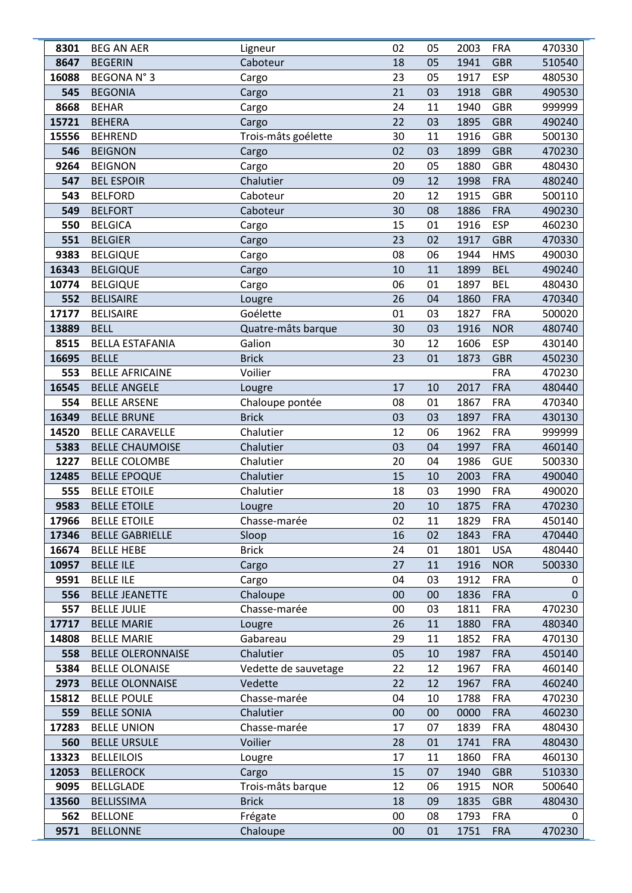| | | | | | | | |
|---|---|---|---|---|---|---|---|
| 8301 | BEG AN AER | Ligneur | 02 | 05 | 2003 | FRA | 470330 |
| 8647 | BEGERIN | Caboteur | 18 | 05 | 1941 | GBR | 510540 |
| 16088 | BEGONA N° 3 | Cargo | 23 | 05 | 1917 | ESP | 480530 |
| 545 | BEGONIA | Cargo | 21 | 03 | 1918 | GBR | 490530 |
| 8668 | BEHAR | Cargo | 24 | 11 | 1940 | GBR | 999999 |
| 15721 | BEHERA | Cargo | 22 | 03 | 1895 | GBR | 490240 |
| 15556 | BEHREND | Trois-mâts goélette | 30 | 11 | 1916 | GBR | 500130 |
| 546 | BEIGNON | Cargo | 02 | 03 | 1899 | GBR | 470230 |
| 9264 | BEIGNON | Cargo | 20 | 05 | 1880 | GBR | 480430 |
| 547 | BEL ESPOIR | Chalutier | 09 | 12 | 1998 | FRA | 480240 |
| 543 | BELFORD | Caboteur | 20 | 12 | 1915 | GBR | 500110 |
| 549 | BELFORT | Caboteur | 30 | 08 | 1886 | FRA | 490230 |
| 550 | BELGICA | Cargo | 15 | 01 | 1916 | ESP | 460230 |
| 551 | BELGIER | Cargo | 23 | 02 | 1917 | GBR | 470330 |
| 9383 | BELGIQUE | Cargo | 08 | 06 | 1944 | HMS | 490030 |
| 16343 | BELGIQUE | Cargo | 10 | 11 | 1899 | BEL | 490240 |
| 10774 | BELGIQUE | Cargo | 06 | 01 | 1897 | BEL | 480430 |
| 552 | BELISAIRE | Lougre | 26 | 04 | 1860 | FRA | 470340 |
| 17177 | BELISAIRE | Goélette | 01 | 03 | 1827 | FRA | 500020 |
| 13889 | BELL | Quatre-mâts barque | 30 | 03 | 1916 | NOR | 480740 |
| 8515 | BELLA ESTAFANIA | Galion | 30 | 12 | 1606 | ESP | 430140 |
| 16695 | BELLE | Brick | 23 | 01 | 1873 | GBR | 450230 |
| 553 | BELLE AFRICAINE | Voilier | | | | FRA | 470230 |
| 16545 | BELLE ANGELE | Lougre | 17 | 10 | 2017 | FRA | 480440 |
| 554 | BELLE ARSENE | Chaloupe pontée | 08 | 01 | 1867 | FRA | 470340 |
| 16349 | BELLE BRUNE | Brick | 03 | 03 | 1897 | FRA | 430130 |
| 14520 | BELLE CARAVELLE | Chalutier | 12 | 06 | 1962 | FRA | 999999 |
| 5383 | BELLE CHAUMOISE | Chalutier | 03 | 04 | 1997 | FRA | 460140 |
| 1227 | BELLE COLOMBE | Chalutier | 20 | 04 | 1986 | GUE | 500330 |
| 12485 | BELLE EPOQUE | Chalutier | 15 | 10 | 2003 | FRA | 490040 |
| 555 | BELLE ETOILE | Chalutier | 18 | 03 | 1990 | FRA | 490020 |
| 9583 | BELLE ETOILE | Lougre | 20 | 10 | 1875 | FRA | 470230 |
| 17966 | BELLE ETOILE | Chasse-marée | 02 | 11 | 1829 | FRA | 450140 |
| 17346 | BELLE GABRIELLE | Sloop | 16 | 02 | 1843 | FRA | 470440 |
| 16674 | BELLE HEBE | Brick | 24 | 01 | 1801 | USA | 480440 |
| 10957 | BELLE ILE | Cargo | 27 | 11 | 1916 | NOR | 500330 |
| 9591 | BELLE ILE | Cargo | 04 | 03 | 1912 | FRA | 0 |
| 556 | BELLE JEANETTE | Chaloupe | 00 | 00 | 1836 | FRA | 0 |
| 557 | BELLE JULIE | Chasse-marée | 00 | 03 | 1811 | FRA | 470230 |
| 17717 | BELLE MARIE | Lougre | 26 | 11 | 1880 | FRA | 480340 |
| 14808 | BELLE MARIE | Gabareau | 29 | 11 | 1852 | FRA | 470130 |
| 558 | BELLE OLERONNAISE | Chalutier | 05 | 10 | 1987 | FRA | 450140 |
| 5384 | BELLE OLONAISE | Vedette de sauvetage | 22 | 12 | 1967 | FRA | 460140 |
| 2973 | BELLE OLONNAISE | Vedette | 22 | 12 | 1967 | FRA | 460240 |
| 15812 | BELLE POULE | Chasse-marée | 04 | 10 | 1788 | FRA | 470230 |
| 559 | BELLE SONIA | Chalutier | 00 | 00 | 0000 | FRA | 460230 |
| 17283 | BELLE UNION | Chasse-marée | 17 | 07 | 1839 | FRA | 480430 |
| 560 | BELLE URSULE | Voilier | 28 | 01 | 1741 | FRA | 480430 |
| 13323 | BELLEILOIS | Lougre | 17 | 11 | 1860 | FRA | 460130 |
| 12053 | BELLEROCK | Cargo | 15 | 07 | 1940 | GBR | 510330 |
| 9095 | BELLGLADE | Trois-mâts barque | 12 | 06 | 1915 | NOR | 500640 |
| 13560 | BELLISSIMA | Brick | 18 | 09 | 1835 | GBR | 480430 |
| 562 | BELLONE | Frégate | 00 | 08 | 1793 | FRA | 0 |
| 9571 | BELLONNE | Chaloupe | 00 | 01 | 1751 | FRA | 470230 |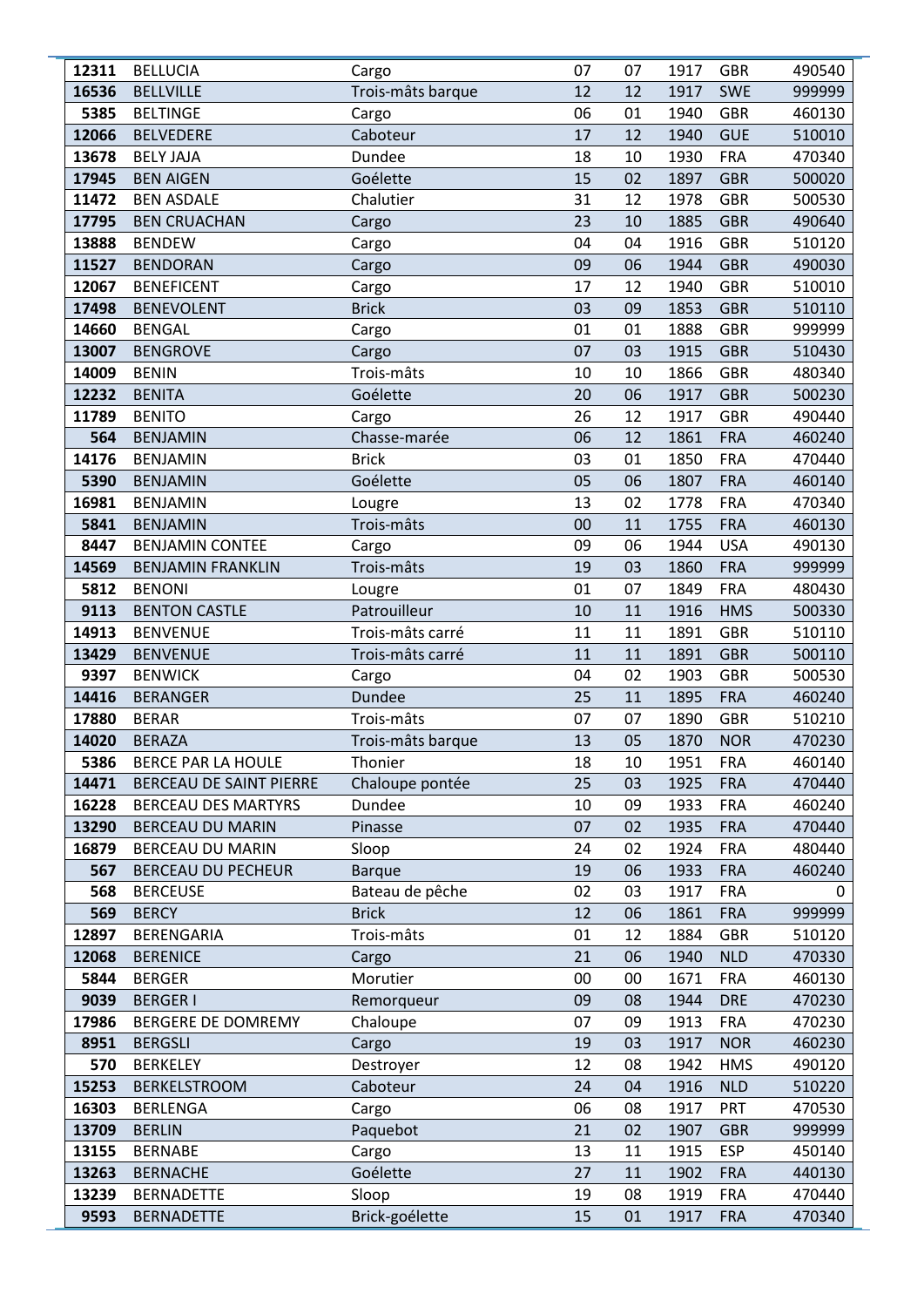| | | | | | | | |
|---|---|---|---|---|---|---|---|
| **12311** | BELLUCIA | Cargo | 07 | 07 | 1917 | GBR | 490540 |
| **16536** | BELLVILLE | Trois-mâts barque | 12 | 12 | 1917 | SWE | 999999 |
| **5385** | BELTINGE | Cargo | 06 | 01 | 1940 | GBR | 460130 |
| **12066** | BELVEDERE | Caboteur | 17 | 12 | 1940 | GUE | 510010 |
| **13678** | BELY JAJA | Dundee | 18 | 10 | 1930 | FRA | 470340 |
| **17945** | BEN AIGEN | Goélette | 15 | 02 | 1897 | GBR | 500020 |
| **11472** | BEN ASDALE | Chalutier | 31 | 12 | 1978 | GBR | 500530 |
| **17795** | BEN CRUACHAN | Cargo | 23 | 10 | 1885 | GBR | 490640 |
| **13888** | BENDEW | Cargo | 04 | 04 | 1916 | GBR | 510120 |
| **11527** | BENDORAN | Cargo | 09 | 06 | 1944 | GBR | 490030 |
| **12067** | BENEFICENT | Cargo | 17 | 12 | 1940 | GBR | 510010 |
| **17498** | BENEVOLENT | Brick | 03 | 09 | 1853 | GBR | 510110 |
| **14660** | BENGAL | Cargo | 01 | 01 | 1888 | GBR | 999999 |
| **13007** | BENGROVE | Cargo | 07 | 03 | 1915 | GBR | 510430 |
| **14009** | BENIN | Trois-mâts | 10 | 10 | 1866 | GBR | 480340 |
| **12232** | BENITA | Goélette | 20 | 06 | 1917 | GBR | 500230 |
| **11789** | BENITO | Cargo | 26 | 12 | 1917 | GBR | 490440 |
| **564** | BENJAMIN | Chasse-marée | 06 | 12 | 1861 | FRA | 460240 |
| **14176** | BENJAMIN | Brick | 03 | 01 | 1850 | FRA | 470440 |
| **5390** | BENJAMIN | Goélette | 05 | 06 | 1807 | FRA | 460140 |
| **16981** | BENJAMIN | Lougre | 13 | 02 | 1778 | FRA | 470340 |
| **5841** | BENJAMIN | Trois-mâts | 00 | 11 | 1755 | FRA | 460130 |
| **8447** | BENJAMIN CONTEE | Cargo | 09 | 06 | 1944 | USA | 490130 |
| **14569** | BENJAMIN FRANKLIN | Trois-mâts | 19 | 03 | 1860 | FRA | 999999 |
| **5812** | BENONI | Lougre | 01 | 07 | 1849 | FRA | 480430 |
| **9113** | BENTON CASTLE | Patrouilleur | 10 | 11 | 1916 | HMS | 500330 |
| **14913** | BENVENUE | Trois-mâts carré | 11 | 11 | 1891 | GBR | 510110 |
| **13429** | BENVENUE | Trois-mâts carré | 11 | 11 | 1891 | GBR | 500110 |
| **9397** | BENWICK | Cargo | 04 | 02 | 1903 | GBR | 500530 |
| **14416** | BERANGER | Dundee | 25 | 11 | 1895 | FRA | 460240 |
| **17880** | BERAR | Trois-mâts | 07 | 07 | 1890 | GBR | 510210 |
| **14020** | BERAZA | Trois-mâts barque | 13 | 05 | 1870 | NOR | 470230 |
| **5386** | BERCE PAR LA HOULE | Thonier | 18 | 10 | 1951 | FRA | 460140 |
| **14471** | BERCEAU DE SAINT PIERRE | Chaloupe pontée | 25 | 03 | 1925 | FRA | 470440 |
| **16228** | BERCEAU DES MARTYRS | Dundee | 10 | 09 | 1933 | FRA | 460240 |
| **13290** | BERCEAU DU MARIN | Pinasse | 07 | 02 | 1935 | FRA | 470440 |
| **16879** | BERCEAU DU MARIN | Sloop | 24 | 02 | 1924 | FRA | 480440 |
| **567** | BERCEAU DU PECHEUR | Barque | 19 | 06 | 1933 | FRA | 460240 |
| **568** | BERCEUSE | Bateau de pêche | 02 | 03 | 1917 | FRA | 0 |
| **569** | BERCY | Brick | 12 | 06 | 1861 | FRA | 999999 |
| **12897** | BERENGARIA | Trois-mâts | 01 | 12 | 1884 | GBR | 510120 |
| **12068** | BERENICE | Cargo | 21 | 06 | 1940 | NLD | 470330 |
| **5844** | BERGER | Morutier | 00 | 00 | 1671 | FRA | 460130 |
| **9039** | BERGER I | Remorqueur | 09 | 08 | 1944 | DRE | 470230 |
| **17986** | BERGERE DE DOMREMY | Chaloupe | 07 | 09 | 1913 | FRA | 470230 |
| **8951** | BERGSLI | Cargo | 19 | 03 | 1917 | NOR | 460230 |
| **570** | BERKELEY | Destroyer | 12 | 08 | 1942 | HMS | 490120 |
| **15253** | BERKELSTROOM | Caboteur | 24 | 04 | 1916 | NLD | 510220 |
| **16303** | BERLENGA | Cargo | 06 | 08 | 1917 | PRT | 470530 |
| **13709** | BERLIN | Paquebot | 21 | 02 | 1907 | GBR | 999999 |
| **13155** | BERNABE | Cargo | 13 | 11 | 1915 | ESP | 450140 |
| **13263** | BERNACHE | Goélette | 27 | 11 | 1902 | FRA | 440130 |
| **13239** | BERNADETTE | Sloop | 19 | 08 | 1919 | FRA | 470440 |
| **9593** | BERNADETTE | Brick-goélette | 15 | 01 | 1917 | FRA | 470340 |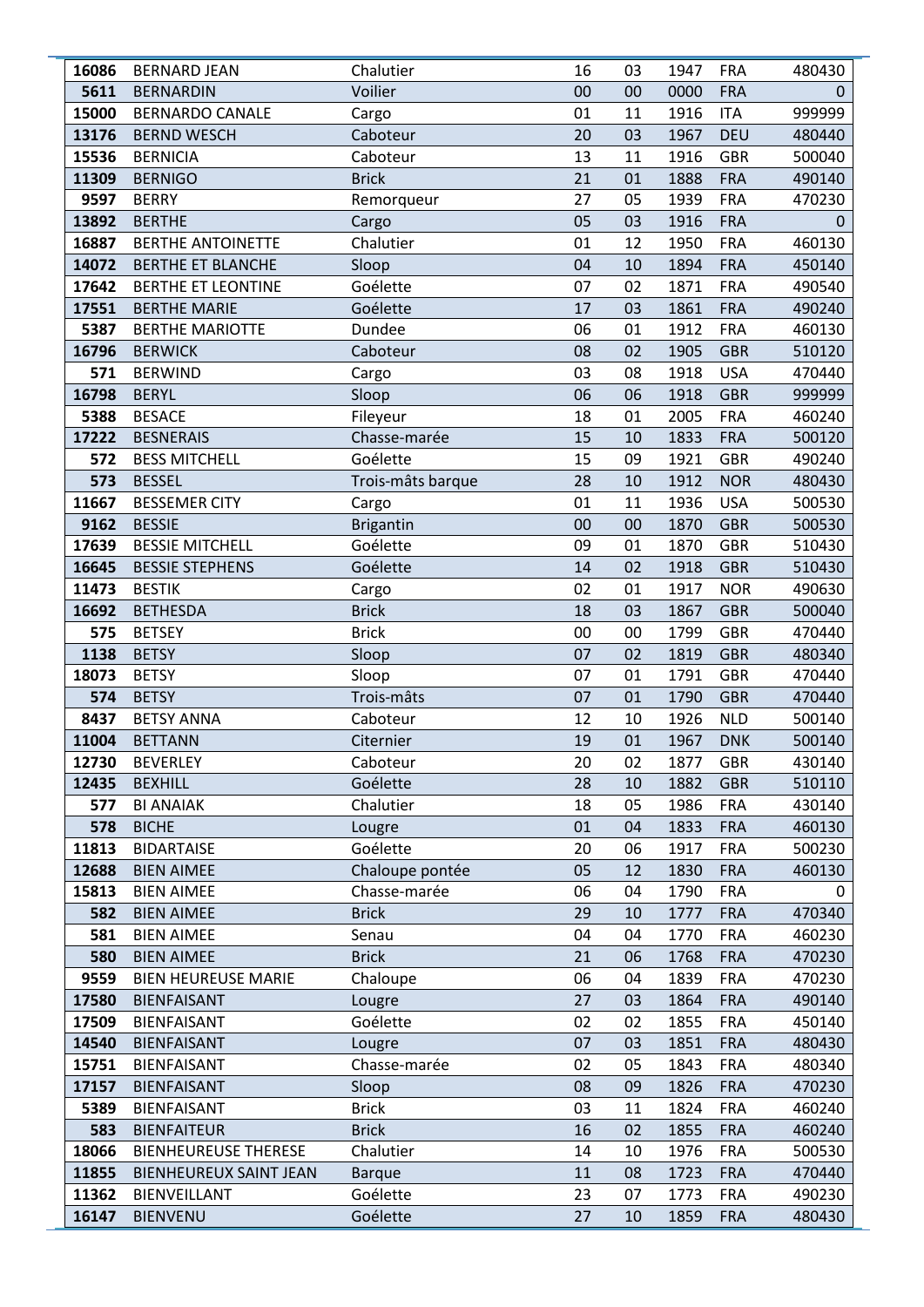| 16086 | BERNARD JEAN | Chalutier | 16 | 03 | 1947 | FRA | 480430 |
|---|---|---|---|---|---|---|---|
| 5611 | BERNARDIN | Voilier | 00 | 00 | 0000 | FRA | 0 |
| 15000 | BERNARDO CANALE | Cargo | 01 | 11 | 1916 | ITA | 999999 |
| 13176 | BERND WESCH | Caboteur | 20 | 03 | 1967 | DEU | 480440 |
| 15536 | BERNICIA | Caboteur | 13 | 11 | 1916 | GBR | 500040 |
| 11309 | BERNIGO | Brick | 21 | 01 | 1888 | FRA | 490140 |
| 9597 | BERRY | Remorqueur | 27 | 05 | 1939 | FRA | 470230 |
| 13892 | BERTHE | Cargo | 05 | 03 | 1916 | FRA | 0 |
| 16887 | BERTHE ANTOINETTE | Chalutier | 01 | 12 | 1950 | FRA | 460130 |
| 14072 | BERTHE ET BLANCHE | Sloop | 04 | 10 | 1894 | FRA | 450140 |
| 17642 | BERTHE ET LEONTINE | Goélette | 07 | 02 | 1871 | FRA | 490540 |
| 17551 | BERTHE MARIE | Goélette | 17 | 03 | 1861 | FRA | 490240 |
| 5387 | BERTHE MARIOTTE | Dundee | 06 | 01 | 1912 | FRA | 460130 |
| 16796 | BERWICK | Caboteur | 08 | 02 | 1905 | GBR | 510120 |
| 571 | BERWIND | Cargo | 03 | 08 | 1918 | USA | 470440 |
| 16798 | BERYL | Sloop | 06 | 06 | 1918 | GBR | 999999 |
| 5388 | BESACE | Fileyeur | 18 | 01 | 2005 | FRA | 460240 |
| 17222 | BESNERAIS | Chasse-marée | 15 | 10 | 1833 | FRA | 500120 |
| 572 | BESS MITCHELL | Goélette | 15 | 09 | 1921 | GBR | 490240 |
| 573 | BESSEL | Trois-mâts barque | 28 | 10 | 1912 | NOR | 480430 |
| 11667 | BESSEMER CITY | Cargo | 01 | 11 | 1936 | USA | 500530 |
| 9162 | BESSIE | Brigantin | 00 | 00 | 1870 | GBR | 500530 |
| 17639 | BESSIE MITCHELL | Goélette | 09 | 01 | 1870 | GBR | 510430 |
| 16645 | BESSIE STEPHENS | Goélette | 14 | 02 | 1918 | GBR | 510430 |
| 11473 | BESTIK | Cargo | 02 | 01 | 1917 | NOR | 490630 |
| 16692 | BETHESDA | Brick | 18 | 03 | 1867 | GBR | 500040 |
| 575 | BETSEY | Brick | 00 | 00 | 1799 | GBR | 470440 |
| 1138 | BETSY | Sloop | 07 | 02 | 1819 | GBR | 480340 |
| 18073 | BETSY | Sloop | 07 | 01 | 1791 | GBR | 470440 |
| 574 | BETSY | Trois-mâts | 07 | 01 | 1790 | GBR | 470440 |
| 8437 | BETSY ANNA | Caboteur | 12 | 10 | 1926 | NLD | 500140 |
| 11004 | BETTANN | Citernier | 19 | 01 | 1967 | DNK | 500140 |
| 12730 | BEVERLEY | Caboteur | 20 | 02 | 1877 | GBR | 430140 |
| 12435 | BEXHILL | Goélette | 28 | 10 | 1882 | GBR | 510110 |
| 577 | BI ANAIAK | Chalutier | 18 | 05 | 1986 | FRA | 430140 |
| 578 | BICHE | Lougre | 01 | 04 | 1833 | FRA | 460130 |
| 11813 | BIDARTAISE | Goélette | 20 | 06 | 1917 | FRA | 500230 |
| 12688 | BIEN AIMEE | Chaloupe pontée | 05 | 12 | 1830 | FRA | 460130 |
| 15813 | BIEN AIMEE | Chasse-marée | 06 | 04 | 1790 | FRA | 0 |
| 582 | BIEN AIMEE | Brick | 29 | 10 | 1777 | FRA | 470340 |
| 581 | BIEN AIMEE | Senau | 04 | 04 | 1770 | FRA | 460230 |
| 580 | BIEN AIMEE | Brick | 21 | 06 | 1768 | FRA | 470230 |
| 9559 | BIEN HEUREUSE MARIE | Chaloupe | 06 | 04 | 1839 | FRA | 470230 |
| 17580 | BIENFAISANT | Lougre | 27 | 03 | 1864 | FRA | 490140 |
| 17509 | BIENFAISANT | Goélette | 02 | 02 | 1855 | FRA | 450140 |
| 14540 | BIENFAISANT | Lougre | 07 | 03 | 1851 | FRA | 480430 |
| 15751 | BIENFAISANT | Chasse-marée | 02 | 05 | 1843 | FRA | 480340 |
| 17157 | BIENFAISANT | Sloop | 08 | 09 | 1826 | FRA | 470230 |
| 5389 | BIENFAISANT | Brick | 03 | 11 | 1824 | FRA | 460240 |
| 583 | BIENFAITEUR | Brick | 16 | 02 | 1855 | FRA | 460240 |
| 18066 | BIENHEUREUSE THERESE | Chalutier | 14 | 10 | 1976 | FRA | 500530 |
| 11855 | BIENHEUREUX SAINT JEAN | Barque | 11 | 08 | 1723 | FRA | 470440 |
| 11362 | BIENVEILLANT | Goélette | 23 | 07 | 1773 | FRA | 490230 |
| 16147 | BIENVENU | Goélette | 27 | 10 | 1859 | FRA | 480430 |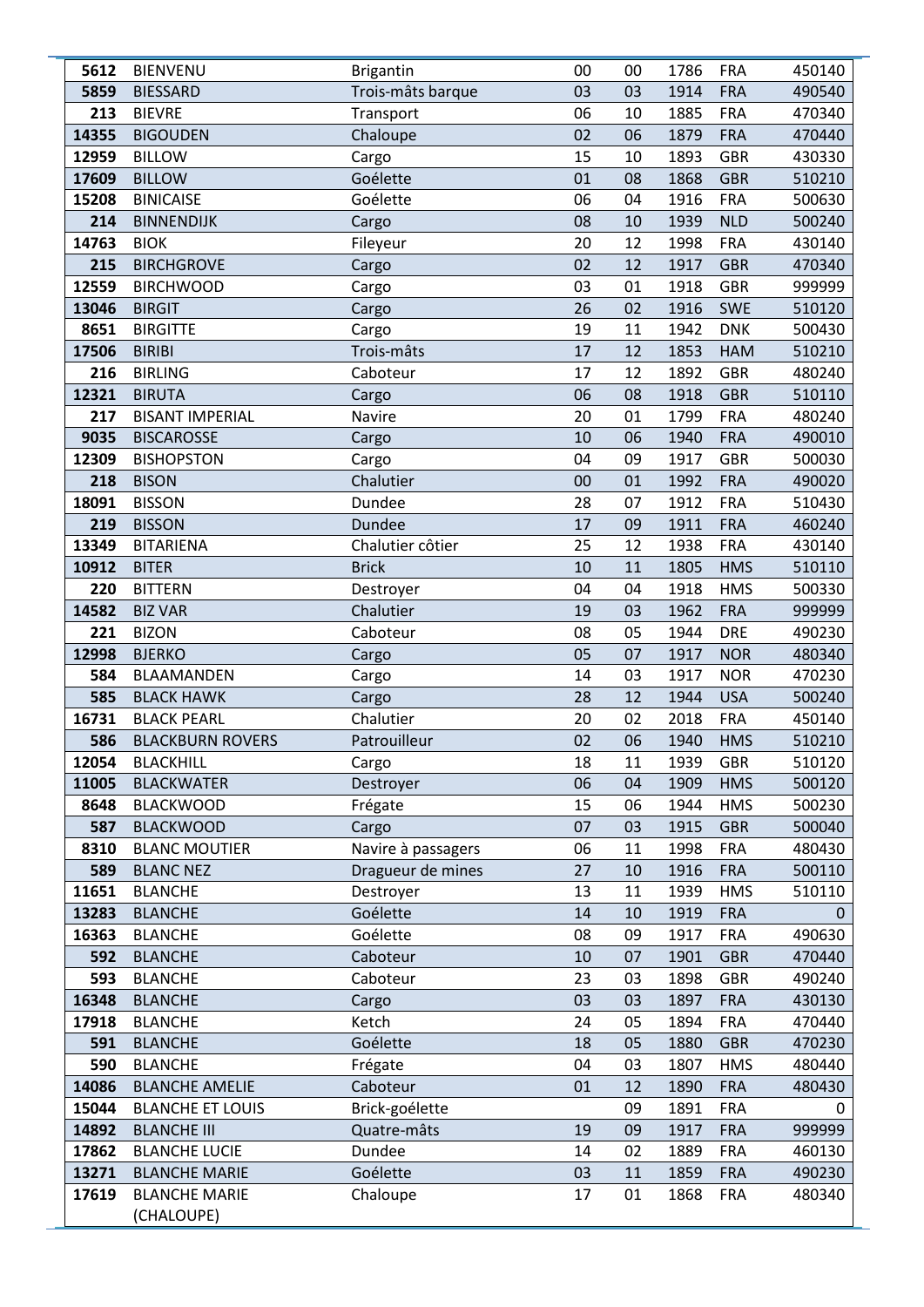| | | | | | | | |
|---|---|---|---|---|---|---|---|
| **5612** | BIENVENU | Brigantin | 00 | 00 | 1786 | FRA | 450140 |
| **5859** | BIESSARD | Trois-mâts barque | 03 | 03 | 1914 | FRA | 490540 |
| **213** | BIEVRE | Transport | 06 | 10 | 1885 | FRA | 470340 |
| **14355** | BIGOUDEN | Chaloupe | 02 | 06 | 1879 | FRA | 470440 |
| **12959** | BILLOW | Cargo | 15 | 10 | 1893 | GBR | 430330 |
| **17609** | BILLOW | Goélette | 01 | 08 | 1868 | GBR | 510210 |
| **15208** | BINICAISE | Goélette | 06 | 04 | 1916 | FRA | 500630 |
| **214** | BINNENDIJK | Cargo | 08 | 10 | 1939 | NLD | 500240 |
| **14763** | BIOK | Fileyeur | 20 | 12 | 1998 | FRA | 430140 |
| **215** | BIRCHGROVE | Cargo | 02 | 12 | 1917 | GBR | 470340 |
| **12559** | BIRCHWOOD | Cargo | 03 | 01 | 1918 | GBR | 999999 |
| **13046** | BIRGIT | Cargo | 26 | 02 | 1916 | SWE | 510120 |
| **8651** | BIRGITTE | Cargo | 19 | 11 | 1942 | DNK | 500430 |
| **17506** | BIRIBI | Trois-mâts | 17 | 12 | 1853 | HAM | 510210 |
| **216** | BIRLING | Caboteur | 17 | 12 | 1892 | GBR | 480240 |
| **12321** | BIRUTA | Cargo | 06 | 08 | 1918 | GBR | 510110 |
| **217** | BISANT IMPERIAL | Navire | 20 | 01 | 1799 | FRA | 480240 |
| **9035** | BISCAROSSE | Cargo | 10 | 06 | 1940 | FRA | 490010 |
| **12309** | BISHOPSTON | Cargo | 04 | 09 | 1917 | GBR | 500030 |
| **218** | BISON | Chalutier | 00 | 01 | 1992 | FRA | 490020 |
| **18091** | BISSON | Dundee | 28 | 07 | 1912 | FRA | 510430 |
| **219** | BISSON | Dundee | 17 | 09 | 1911 | FRA | 460240 |
| **13349** | BITARIENA | Chalutier côtier | 25 | 12 | 1938 | FRA | 430140 |
| **10912** | BITER | Brick | 10 | 11 | 1805 | HMS | 510110 |
| **220** | BITTERN | Destroyer | 04 | 04 | 1918 | HMS | 500330 |
| **14582** | BIZ VAR | Chalutier | 19 | 03 | 1962 | FRA | 999999 |
| **221** | BIZON | Caboteur | 08 | 05 | 1944 | DRE | 490230 |
| **12998** | BJERKO | Cargo | 05 | 07 | 1917 | NOR | 480340 |
| **584** | BLAAMANDEN | Cargo | 14 | 03 | 1917 | NOR | 470230 |
| **585** | BLACK HAWK | Cargo | 28 | 12 | 1944 | USA | 500240 |
| **16731** | BLACK PEARL | Chalutier | 20 | 02 | 2018 | FRA | 450140 |
| **586** | BLACKBURN ROVERS | Patrouilleur | 02 | 06 | 1940 | HMS | 510210 |
| **12054** | BLACKHILL | Cargo | 18 | 11 | 1939 | GBR | 510120 |
| **11005** | BLACKWATER | Destroyer | 06 | 04 | 1909 | HMS | 500120 |
| **8648** | BLACKWOOD | Frégate | 15 | 06 | 1944 | HMS | 500230 |
| **587** | BLACKWOOD | Cargo | 07 | 03 | 1915 | GBR | 500040 |
| **8310** | BLANC MOUTIER | Navire à passagers | 06 | 11 | 1998 | FRA | 480430 |
| **589** | BLANC NEZ | Dragueur de mines | 27 | 10 | 1916 | FRA | 500110 |
| **11651** | BLANCHE | Destroyer | 13 | 11 | 1939 | HMS | 510110 |
| **13283** | BLANCHE | Goélette | 14 | 10 | 1919 | FRA | 0 |
| **16363** | BLANCHE | Goélette | 08 | 09 | 1917 | FRA | 490630 |
| **592** | BLANCHE | Caboteur | 10 | 07 | 1901 | GBR | 470440 |
| **593** | BLANCHE | Caboteur | 23 | 03 | 1898 | GBR | 490240 |
| **16348** | BLANCHE | Cargo | 03 | 03 | 1897 | FRA | 430130 |
| **17918** | BLANCHE | Ketch | 24 | 05 | 1894 | FRA | 470440 |
| **591** | BLANCHE | Goélette | 18 | 05 | 1880 | GBR | 470230 |
| **590** | BLANCHE | Frégate | 04 | 03 | 1807 | HMS | 480440 |
| **14086** | BLANCHE AMELIE | Caboteur | 01 | 12 | 1890 | FRA | 480430 |
| **15044** | BLANCHE ET LOUIS | Brick-goélette | | 09 | 1891 | FRA | 0 |
| **14892** | BLANCHE III | Quatre-mâts | 19 | 09 | 1917 | FRA | 999999 |
| **17862** | BLANCHE LUCIE | Dundee | 14 | 02 | 1889 | FRA | 460130 |
| **13271** | BLANCHE MARIE | Goélette | 03 | 11 | 1859 | FRA | 490230 |
| **17619** | BLANCHE MARIE (CHALOUPE) | Chaloupe | 17 | 01 | 1868 | FRA | 480340 |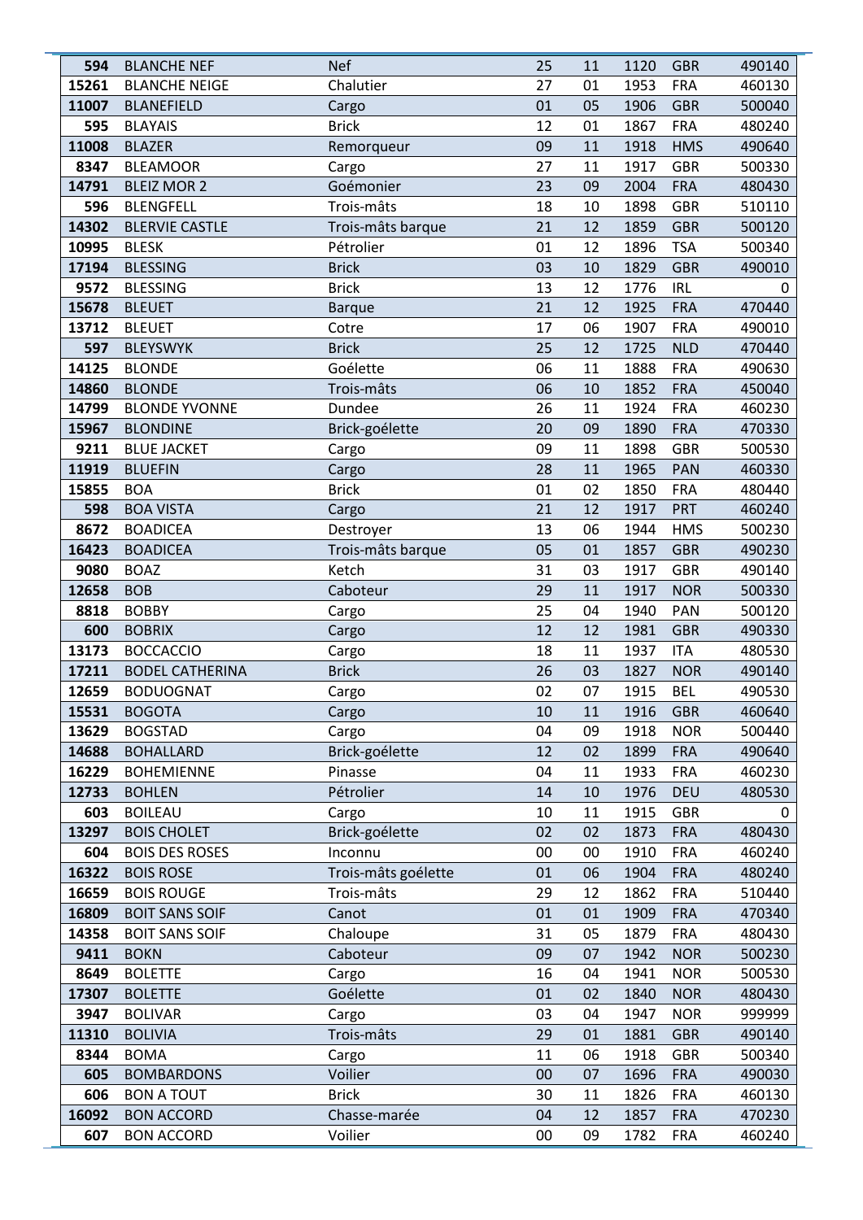| | | | | | | | |
|---|---|---|---|---|---|---|---|
| **594** | BLANCHE NEF | Nef | 25 | 11 | 1120 | GBR | 490140 |
| **15261** | BLANCHE NEIGE | Chalutier | 27 | 01 | 1953 | FRA | 460130 |
| **11007** | BLANEFIELD | Cargo | 01 | 05 | 1906 | GBR | 500040 |
| **595** | BLAYAIS | Brick | 12 | 01 | 1867 | FRA | 480240 |
| **11008** | BLAZER | Remorqueur | 09 | 11 | 1918 | HMS | 490640 |
| **8347** | BLEAMOOR | Cargo | 27 | 11 | 1917 | GBR | 500330 |
| **14791** | BLEIZ MOR 2 | Goémonier | 23 | 09 | 2004 | FRA | 480430 |
| **596** | BLENGFELL | Trois-mâts | 18 | 10 | 1898 | GBR | 510110 |
| **14302** | BLERVIE CASTLE | Trois-mâts barque | 21 | 12 | 1859 | GBR | 500120 |
| **10995** | BLESK | Pétrolier | 01 | 12 | 1896 | TSA | 500340 |
| **17194** | BLESSING | Brick | 03 | 10 | 1829 | GBR | 490010 |
| **9572** | BLESSING | Brick | 13 | 12 | 1776 | IRL | 0 |
| **15678** | BLEUET | Barque | 21 | 12 | 1925 | FRA | 470440 |
| **13712** | BLEUET | Cotre | 17 | 06 | 1907 | FRA | 490010 |
| **597** | BLEYSWYK | Brick | 25 | 12 | 1725 | NLD | 470440 |
| **14125** | BLONDE | Goélette | 06 | 11 | 1888 | FRA | 490630 |
| **14860** | BLONDE | Trois-mâts | 06 | 10 | 1852 | FRA | 450040 |
| **14799** | BLONDE YVONNE | Dundee | 26 | 11 | 1924 | FRA | 460230 |
| **15967** | BLONDINE | Brick-goélette | 20 | 09 | 1890 | FRA | 470330 |
| **9211** | BLUE JACKET | Cargo | 09 | 11 | 1898 | GBR | 500530 |
| **11919** | BLUEFIN | Cargo | 28 | 11 | 1965 | PAN | 460330 |
| **15855** | BOA | Brick | 01 | 02 | 1850 | FRA | 480440 |
| **598** | BOA VISTA | Cargo | 21 | 12 | 1917 | PRT | 460240 |
| **8672** | BOADICEA | Destroyer | 13 | 06 | 1944 | HMS | 500230 |
| **16423** | BOADICEA | Trois-mâts barque | 05 | 01 | 1857 | GBR | 490230 |
| **9080** | BOAZ | Ketch | 31 | 03 | 1917 | GBR | 490140 |
| **12658** | BOB | Caboteur | 29 | 11 | 1917 | NOR | 500330 |
| **8818** | BOBBY | Cargo | 25 | 04 | 1940 | PAN | 500120 |
| **600** | BOBRIX | Cargo | 12 | 12 | 1981 | GBR | 490330 |
| **13173** | BOCCACCIO | Cargo | 18 | 11 | 1937 | ITA | 480530 |
| **17211** | BODEL CATHERINA | Brick | 26 | 03 | 1827 | NOR | 490140 |
| **12659** | BODUOGNAT | Cargo | 02 | 07 | 1915 | BEL | 490530 |
| **15531** | BOGOTA | Cargo | 10 | 11 | 1916 | GBR | 460640 |
| **13629** | BOGSTAD | Cargo | 04 | 09 | 1918 | NOR | 500440 |
| **14688** | BOHALLARD | Brick-goélette | 12 | 02 | 1899 | FRA | 490640 |
| **16229** | BOHEMIENNE | Pinasse | 04 | 11 | 1933 | FRA | 460230 |
| **12733** | BOHLEN | Pétrolier | 14 | 10 | 1976 | DEU | 480530 |
| **603** | BOILEAU | Cargo | 10 | 11 | 1915 | GBR | 0 |
| **13297** | BOIS CHOLET | Brick-goélette | 02 | 02 | 1873 | FRA | 480430 |
| **604** | BOIS DES ROSES | Inconnu | 00 | 00 | 1910 | FRA | 460240 |
| **16322** | BOIS ROSE | Trois-mâts goélette | 01 | 06 | 1904 | FRA | 480240 |
| **16659** | BOIS ROUGE | Trois-mâts | 29 | 12 | 1862 | FRA | 510440 |
| **16809** | BOIT SANS SOIF | Canot | 01 | 01 | 1909 | FRA | 470340 |
| **14358** | BOIT SANS SOIF | Chaloupe | 31 | 05 | 1879 | FRA | 480430 |
| **9411** | BOKN | Caboteur | 09 | 07 | 1942 | NOR | 500230 |
| **8649** | BOLETTE | Cargo | 16 | 04 | 1941 | NOR | 500530 |
| **17307** | BOLETTE | Goélette | 01 | 02 | 1840 | NOR | 480430 |
| **3947** | BOLIVAR | Cargo | 03 | 04 | 1947 | NOR | 999999 |
| **11310** | BOLIVIA | Trois-mâts | 29 | 01 | 1881 | GBR | 490140 |
| **8344** | BOMA | Cargo | 11 | 06 | 1918 | GBR | 500340 |
| **605** | BOMBARDONS | Voilier | 00 | 07 | 1696 | FRA | 490030 |
| **606** | BON A TOUT | Brick | 30 | 11 | 1826 | FRA | 460130 |
| **16092** | BON ACCORD | Chasse-marée | 04 | 12 | 1857 | FRA | 470230 |
| **607** | BON ACCORD | Voilier | 00 | 09 | 1782 | FRA | 460240 |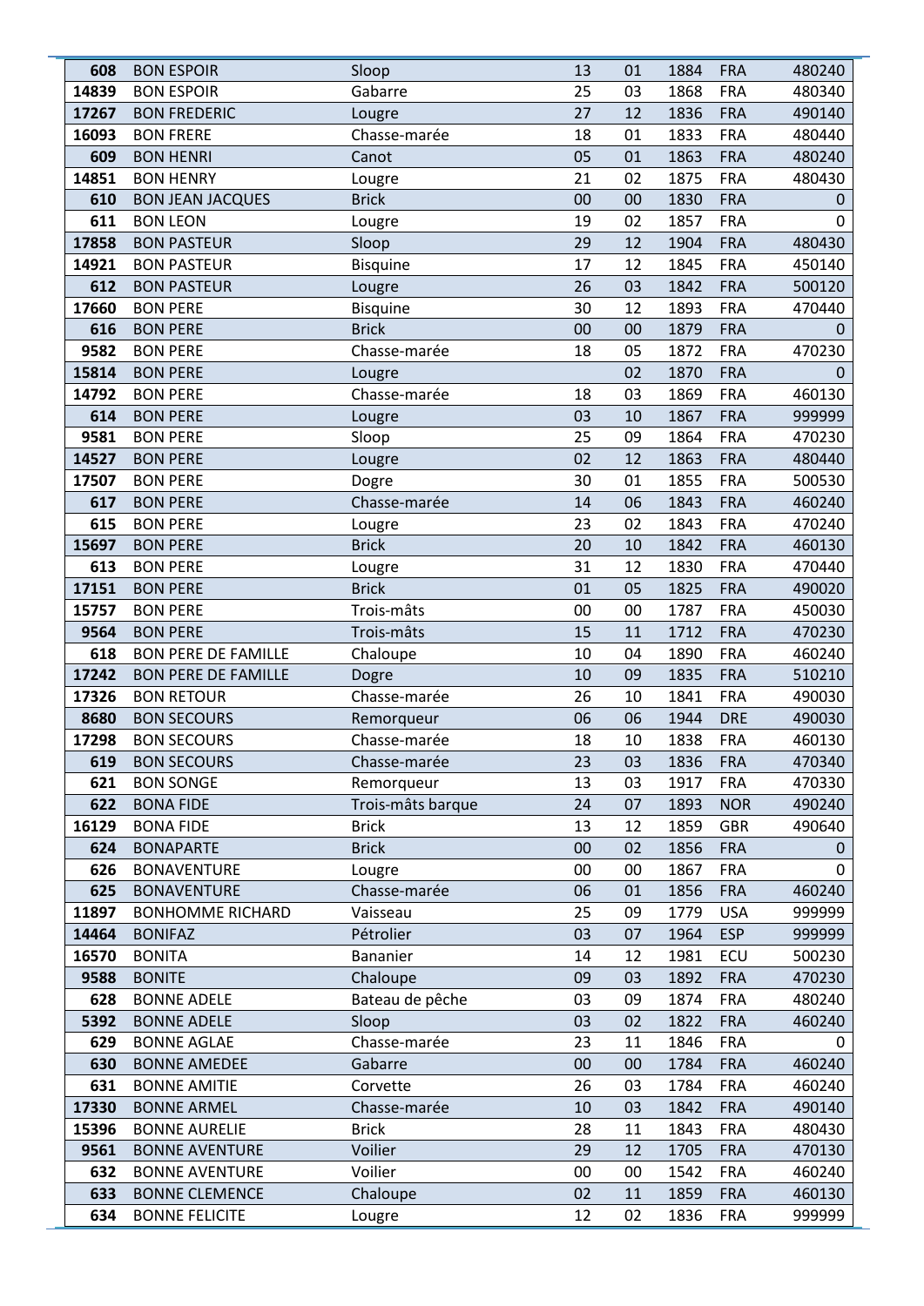| | | | | | | | |
|---|---|---|---|---|---|---|---|
| 608 | BON ESPOIR | Sloop | 13 | 01 | 1884 | FRA | 480240 |
| 14839 | BON ESPOIR | Gabarre | 25 | 03 | 1868 | FRA | 480340 |
| 17267 | BON FREDERIC | Lougre | 27 | 12 | 1836 | FRA | 490140 |
| 16093 | BON FRERE | Chasse-marée | 18 | 01 | 1833 | FRA | 480440 |
| 609 | BON HENRI | Canot | 05 | 01 | 1863 | FRA | 480240 |
| 14851 | BON HENRY | Lougre | 21 | 02 | 1875 | FRA | 480430 |
| 610 | BON JEAN JACQUES | Brick | 00 | 00 | 1830 | FRA | 0 |
| 611 | BON LEON | Lougre | 19 | 02 | 1857 | FRA | 0 |
| 17858 | BON PASTEUR | Sloop | 29 | 12 | 1904 | FRA | 480430 |
| 14921 | BON PASTEUR | Bisquine | 17 | 12 | 1845 | FRA | 450140 |
| 612 | BON PASTEUR | Lougre | 26 | 03 | 1842 | FRA | 500120 |
| 17660 | BON PERE | Bisquine | 30 | 12 | 1893 | FRA | 470440 |
| 616 | BON PERE | Brick | 00 | 00 | 1879 | FRA | 0 |
| 9582 | BON PERE | Chasse-marée | 18 | 05 | 1872 | FRA | 470230 |
| 15814 | BON PERE | Lougre | | 02 | 1870 | FRA | 0 |
| 14792 | BON PERE | Chasse-marée | 18 | 03 | 1869 | FRA | 460130 |
| 614 | BON PERE | Lougre | 03 | 10 | 1867 | FRA | 999999 |
| 9581 | BON PERE | Sloop | 25 | 09 | 1864 | FRA | 470230 |
| 14527 | BON PERE | Lougre | 02 | 12 | 1863 | FRA | 480440 |
| 17507 | BON PERE | Dogre | 30 | 01 | 1855 | FRA | 500530 |
| 617 | BON PERE | Chasse-marée | 14 | 06 | 1843 | FRA | 460240 |
| 615 | BON PERE | Lougre | 23 | 02 | 1843 | FRA | 470240 |
| 15697 | BON PERE | Brick | 20 | 10 | 1842 | FRA | 460130 |
| 613 | BON PERE | Lougre | 31 | 12 | 1830 | FRA | 470440 |
| 17151 | BON PERE | Brick | 01 | 05 | 1825 | FRA | 490020 |
| 15757 | BON PERE | Trois-mâts | 00 | 00 | 1787 | FRA | 450030 |
| 9564 | BON PERE | Trois-mâts | 15 | 11 | 1712 | FRA | 470230 |
| 618 | BON PERE DE FAMILLE | Chaloupe | 10 | 04 | 1890 | FRA | 460240 |
| 17242 | BON PERE DE FAMILLE | Dogre | 10 | 09 | 1835 | FRA | 510210 |
| 17326 | BON RETOUR | Chasse-marée | 26 | 10 | 1841 | FRA | 490030 |
| 8680 | BON SECOURS | Remorqueur | 06 | 06 | 1944 | DRE | 490030 |
| 17298 | BON SECOURS | Chasse-marée | 18 | 10 | 1838 | FRA | 460130 |
| 619 | BON SECOURS | Chasse-marée | 23 | 03 | 1836 | FRA | 470340 |
| 621 | BON SONGE | Remorqueur | 13 | 03 | 1917 | FRA | 470330 |
| 622 | BONA FIDE | Trois-mâts barque | 24 | 07 | 1893 | NOR | 490240 |
| 16129 | BONA FIDE | Brick | 13 | 12 | 1859 | GBR | 490640 |
| 624 | BONAPARTE | Brick | 00 | 02 | 1856 | FRA | 0 |
| 626 | BONAVENTURE | Lougre | 00 | 00 | 1867 | FRA | 0 |
| 625 | BONAVENTURE | Chasse-marée | 06 | 01 | 1856 | FRA | 460240 |
| 11897 | BONHOMME RICHARD | Vaisseau | 25 | 09 | 1779 | USA | 999999 |
| 14464 | BONIFAZ | Pétrolier | 03 | 07 | 1964 | ESP | 999999 |
| 16570 | BONITA | Bananier | 14 | 12 | 1981 | ECU | 500230 |
| 9588 | BONITE | Chaloupe | 09 | 03 | 1892 | FRA | 470230 |
| 628 | BONNE ADELE | Bateau de pêche | 03 | 09 | 1874 | FRA | 480240 |
| 5392 | BONNE ADELE | Sloop | 03 | 02 | 1822 | FRA | 460240 |
| 629 | BONNE AGLAE | Chasse-marée | 23 | 11 | 1846 | FRA | 0 |
| 630 | BONNE AMEDEE | Gabarre | 00 | 00 | 1784 | FRA | 460240 |
| 631 | BONNE AMITIE | Corvette | 26 | 03 | 1784 | FRA | 460240 |
| 17330 | BONNE ARMEL | Chasse-marée | 10 | 03 | 1842 | FRA | 490140 |
| 15396 | BONNE AURELIE | Brick | 28 | 11 | 1843 | FRA | 480430 |
| 9561 | BONNE AVENTURE | Voilier | 29 | 12 | 1705 | FRA | 470130 |
| 632 | BONNE AVENTURE | Voilier | 00 | 00 | 1542 | FRA | 460240 |
| 633 | BONNE CLEMENCE | Chaloupe | 02 | 11 | 1859 | FRA | 460130 |
| 634 | BONNE FELICITE | Lougre | 12 | 02 | 1836 | FRA | 999999 |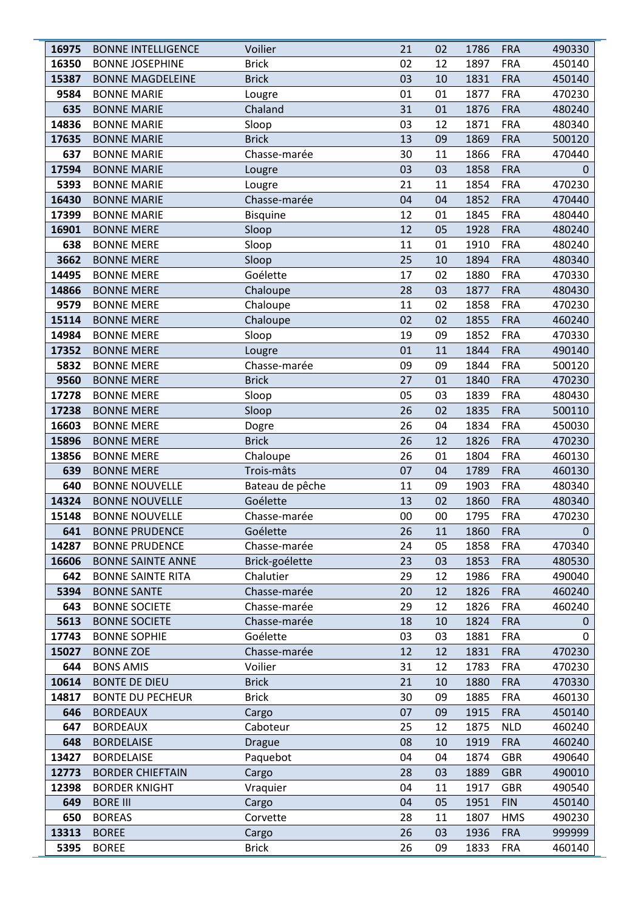| | | | | | | | |
|---|---|---|---|---|---|---|---|
| **16975** | BONNE INTELLIGENCE | Voilier | 21 | 02 | 1786 | FRA | 490330 |
| **16350** | BONNE JOSEPHINE | Brick | 02 | 12 | 1897 | FRA | 450140 |
| **15387** | BONNE MAGDELEINE | Brick | 03 | 10 | 1831 | FRA | 450140 |
| **9584** | BONNE MARIE | Lougre | 01 | 01 | 1877 | FRA | 470230 |
| **635** | BONNE MARIE | Chaland | 31 | 01 | 1876 | FRA | 480240 |
| **14836** | BONNE MARIE | Sloop | 03 | 12 | 1871 | FRA | 480340 |
| **17635** | BONNE MARIE | Brick | 13 | 09 | 1869 | FRA | 500120 |
| **637** | BONNE MARIE | Chasse-marée | 30 | 11 | 1866 | FRA | 470440 |
| **17594** | BONNE MARIE | Lougre | 03 | 03 | 1858 | FRA | 0 |
| **5393** | BONNE MARIE | Lougre | 21 | 11 | 1854 | FRA | 470230 |
| **16430** | BONNE MARIE | Chasse-marée | 04 | 04 | 1852 | FRA | 470440 |
| **17399** | BONNE MARIE | Bisquine | 12 | 01 | 1845 | FRA | 480440 |
| **16901** | BONNE MERE | Sloop | 12 | 05 | 1928 | FRA | 480240 |
| **638** | BONNE MERE | Sloop | 11 | 01 | 1910 | FRA | 480240 |
| **3662** | BONNE MERE | Sloop | 25 | 10 | 1894 | FRA | 480340 |
| **14495** | BONNE MERE | Goélette | 17 | 02 | 1880 | FRA | 470330 |
| **14866** | BONNE MERE | Chaloupe | 28 | 03 | 1877 | FRA | 480430 |
| **9579** | BONNE MERE | Chaloupe | 11 | 02 | 1858 | FRA | 470230 |
| **15114** | BONNE MERE | Chaloupe | 02 | 02 | 1855 | FRA | 460240 |
| **14984** | BONNE MERE | Sloop | 19 | 09 | 1852 | FRA | 470330 |
| **17352** | BONNE MERE | Lougre | 01 | 11 | 1844 | FRA | 490140 |
| **5832** | BONNE MERE | Chasse-marée | 09 | 09 | 1844 | FRA | 500120 |
| **9560** | BONNE MERE | Brick | 27 | 01 | 1840 | FRA | 470230 |
| **17278** | BONNE MERE | Sloop | 05 | 03 | 1839 | FRA | 480430 |
| **17238** | BONNE MERE | Sloop | 26 | 02 | 1835 | FRA | 500110 |
| **16603** | BONNE MERE | Dogre | 26 | 04 | 1834 | FRA | 450030 |
| **15896** | BONNE MERE | Brick | 26 | 12 | 1826 | FRA | 470230 |
| **13856** | BONNE MERE | Chaloupe | 26 | 01 | 1804 | FRA | 460130 |
| **639** | BONNE MERE | Trois-mâts | 07 | 04 | 1789 | FRA | 460130 |
| **640** | BONNE NOUVELLE | Bateau de pêche | 11 | 09 | 1903 | FRA | 480340 |
| **14324** | BONNE NOUVELLE | Goélette | 13 | 02 | 1860 | FRA | 480340 |
| **15148** | BONNE NOUVELLE | Chasse-marée | 00 | 00 | 1795 | FRA | 470230 |
| **641** | BONNE PRUDENCE | Goélette | 26 | 11 | 1860 | FRA | 0 |
| **14287** | BONNE PRUDENCE | Chasse-marée | 24 | 05 | 1858 | FRA | 470340 |
| **16606** | BONNE SAINTE ANNE | Brick-goélette | 23 | 03 | 1853 | FRA | 480530 |
| **642** | BONNE SAINTE RITA | Chalutier | 29 | 12 | 1986 | FRA | 490040 |
| **5394** | BONNE SANTE | Chasse-marée | 20 | 12 | 1826 | FRA | 460240 |
| **643** | BONNE SOCIETE | Chasse-marée | 29 | 12 | 1826 | FRA | 460240 |
| **5613** | BONNE SOCIETE | Chasse-marée | 18 | 10 | 1824 | FRA | 0 |
| **17743** | BONNE SOPHIE | Goélette | 03 | 03 | 1881 | FRA | 0 |
| **15027** | BONNE ZOE | Chasse-marée | 12 | 12 | 1831 | FRA | 470230 |
| **644** | BONS AMIS | Voilier | 31 | 12 | 1783 | FRA | 470230 |
| **10614** | BONTE DE DIEU | Brick | 21 | 10 | 1880 | FRA | 470330 |
| **14817** | BONTE DU PECHEUR | Brick | 30 | 09 | 1885 | FRA | 460130 |
| **646** | BORDEAUX | Cargo | 07 | 09 | 1915 | FRA | 450140 |
| **647** | BORDEAUX | Caboteur | 25 | 12 | 1875 | NLD | 460240 |
| **648** | BORDELAISE | Drague | 08 | 10 | 1919 | FRA | 460240 |
| **13427** | BORDELAISE | Paquebot | 04 | 04 | 1874 | GBR | 490640 |
| **12773** | BORDER CHIEFTAIN | Cargo | 28 | 03 | 1889 | GBR | 490010 |
| **12398** | BORDER KNIGHT | Vraquier | 04 | 11 | 1917 | GBR | 490540 |
| **649** | BORE III | Cargo | 04 | 05 | 1951 | FIN | 450140 |
| **650** | BOREAS | Corvette | 28 | 11 | 1807 | HMS | 490230 |
| **13313** | BOREE | Cargo | 26 | 03 | 1936 | FRA | 999999 |
| **5395** | BOREE | Brick | 26 | 09 | 1833 | FRA | 460140 |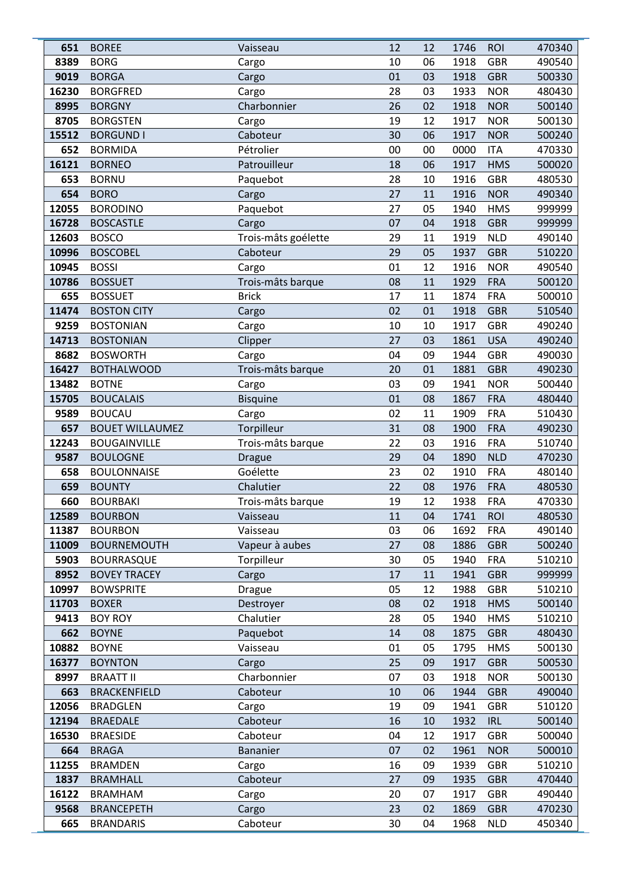| | | | | | | | |
|---|---|---|---|---|---|---|---|
| **651** | BOREE | Vaisseau | 12 | 12 | 1746 | ROI | 470340 |
| **8389** | BORG | Cargo | 10 | 06 | 1918 | GBR | 490540 |
| **9019** | BORGA | Cargo | 01 | 03 | 1918 | GBR | 500330 |
| **16230** | BORGFRED | Cargo | 28 | 03 | 1933 | NOR | 480430 |
| **8995** | BORGNY | Charbonnier | 26 | 02 | 1918 | NOR | 500140 |
| **8705** | BORGSTEN | Cargo | 19 | 12 | 1917 | NOR | 500130 |
| **15512** | BORGUND I | Caboteur | 30 | 06 | 1917 | NOR | 500240 |
| **652** | BORMIDA | Pétrolier | 00 | 00 | 0000 | ITA | 470330 |
| **16121** | BORNEO | Patrouilleur | 18 | 06 | 1917 | HMS | 500020 |
| **653** | BORNU | Paquebot | 28 | 10 | 1916 | GBR | 480530 |
| **654** | BORO | Cargo | 27 | 11 | 1916 | NOR | 490340 |
| **12055** | BORODINO | Paquebot | 27 | 05 | 1940 | HMS | 999999 |
| **16728** | BOSCASTLE | Cargo | 07 | 04 | 1918 | GBR | 999999 |
| **12603** | BOSCO | Trois-mâts goélette | 29 | 11 | 1919 | NLD | 490140 |
| **10996** | BOSCOBEL | Caboteur | 29 | 05 | 1937 | GBR | 510220 |
| **10945** | BOSSI | Cargo | 01 | 12 | 1916 | NOR | 490540 |
| **10786** | BOSSUET | Trois-mâts barque | 08 | 11 | 1929 | FRA | 500120 |
| **655** | BOSSUET | Brick | 17 | 11 | 1874 | FRA | 500010 |
| **11474** | BOSTON CITY | Cargo | 02 | 01 | 1918 | GBR | 510540 |
| **9259** | BOSTONIAN | Cargo | 10 | 10 | 1917 | GBR | 490240 |
| **14713** | BOSTONIAN | Clipper | 27 | 03 | 1861 | USA | 490240 |
| **8682** | BOSWORTH | Cargo | 04 | 09 | 1944 | GBR | 490030 |
| **16427** | BOTHALWOOD | Trois-mâts barque | 20 | 01 | 1881 | GBR | 490230 |
| **13482** | BOTNE | Cargo | 03 | 09 | 1941 | NOR | 500440 |
| **15705** | BOUCALAIS | Bisquine | 01 | 08 | 1867 | FRA | 480440 |
| **9589** | BOUCAU | Cargo | 02 | 11 | 1909 | FRA | 510430 |
| **657** | BOUET WILLAUMEZ | Torpilleur | 31 | 08 | 1900 | FRA | 490230 |
| **12243** | BOUGAINVILLE | Trois-mâts barque | 22 | 03 | 1916 | FRA | 510740 |
| **9587** | BOULOGNE | Drague | 29 | 04 | 1890 | NLD | 470230 |
| **658** | BOULONNAISE | Goélette | 23 | 02 | 1910 | FRA | 480140 |
| **659** | BOUNTY | Chalutier | 22 | 08 | 1976 | FRA | 480530 |
| **660** | BOURBAKI | Trois-mâts barque | 19 | 12 | 1938 | FRA | 470330 |
| **12589** | BOURBON | Vaisseau | 11 | 04 | 1741 | ROI | 480530 |
| **11387** | BOURBON | Vaisseau | 03 | 06 | 1692 | FRA | 490140 |
| **11009** | BOURNEMOUTH | Vapeur à aubes | 27 | 08 | 1886 | GBR | 500240 |
| **5903** | BOURRASQUE | Torpilleur | 30 | 05 | 1940 | FRA | 510210 |
| **8952** | BOVEY TRACEY | Cargo | 17 | 11 | 1941 | GBR | 999999 |
| **10997** | BOWSPRITE | Drague | 05 | 12 | 1988 | GBR | 510210 |
| **11703** | BOXER | Destroyer | 08 | 02 | 1918 | HMS | 500140 |
| **9413** | BOY ROY | Chalutier | 28 | 05 | 1940 | HMS | 510210 |
| **662** | BOYNE | Paquebot | 14 | 08 | 1875 | GBR | 480430 |
| **10882** | BOYNE | Vaisseau | 01 | 05 | 1795 | HMS | 500130 |
| **16377** | BOYNTON | Cargo | 25 | 09 | 1917 | GBR | 500530 |
| **8997** | BRAATT II | Charbonnier | 07 | 03 | 1918 | NOR | 500130 |
| **663** | BRACKENFIELD | Caboteur | 10 | 06 | 1944 | GBR | 490040 |
| **12056** | BRADGLEN | Cargo | 19 | 09 | 1941 | GBR | 510120 |
| **12194** | BRAEDALE | Caboteur | 16 | 10 | 1932 | IRL | 500140 |
| **16530** | BRAESIDE | Caboteur | 04 | 12 | 1917 | GBR | 500040 |
| **664** | BRAGA | Bananier | 07 | 02 | 1961 | NOR | 500010 |
| **11255** | BRAMDEN | Cargo | 16 | 09 | 1939 | GBR | 510210 |
| **1837** | BRAMHALL | Caboteur | 27 | 09 | 1935 | GBR | 470440 |
| **16122** | BRAMHAM | Cargo | 20 | 07 | 1917 | GBR | 490440 |
| **9568** | BRANCEPETH | Cargo | 23 | 02 | 1869 | GBR | 470230 |
| **665** | BRANDARIS | Caboteur | 30 | 04 | 1968 | NLD | 450340 |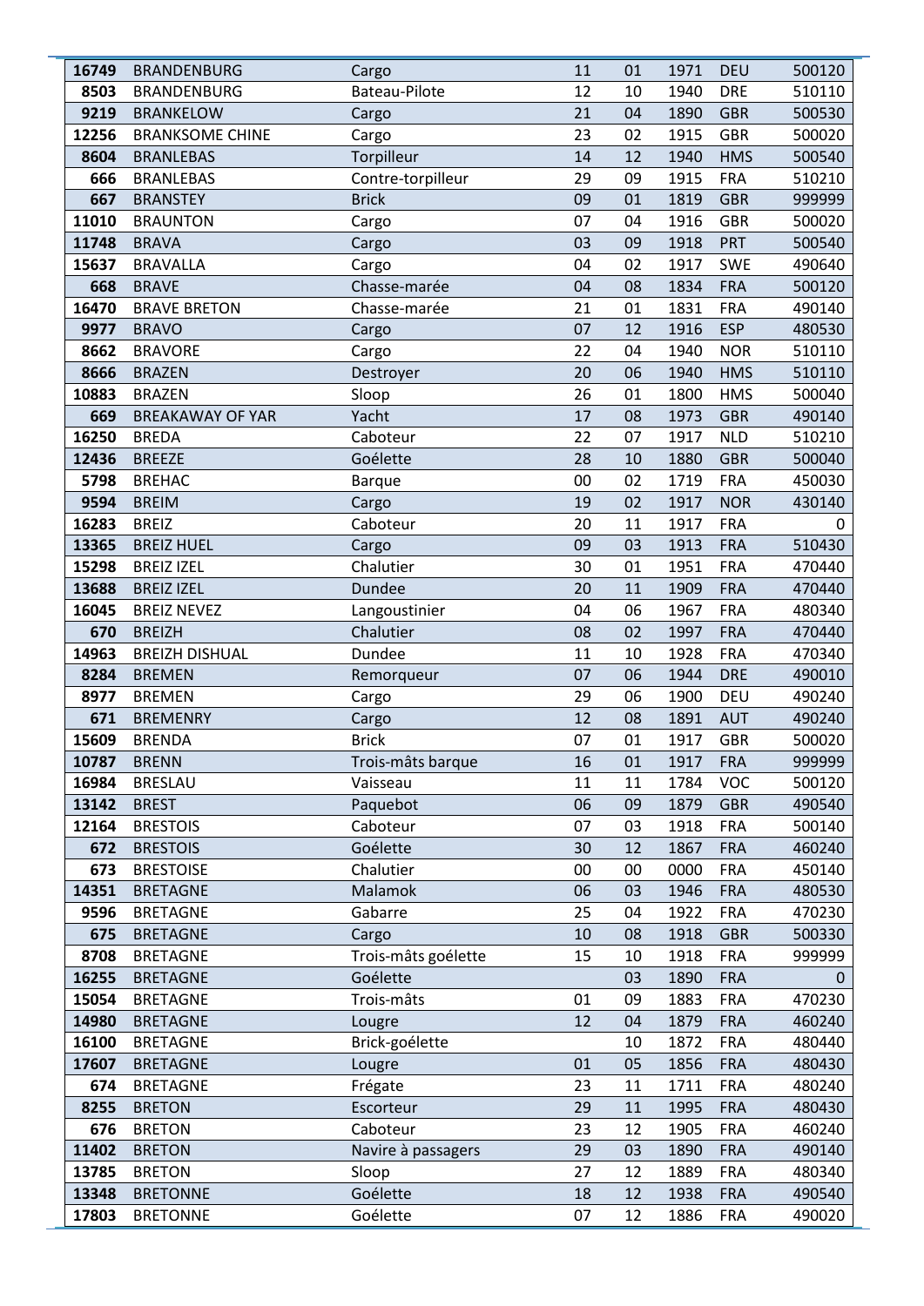| | | | | | | | |
|---|---|---|---|---|---|---|---|
| **16749** | BRANDENBURG | Cargo | 11 | 01 | 1971 | DEU | 500120 |
| **8503** | BRANDENBURG | Bateau-Pilote | 12 | 10 | 1940 | DRE | 510110 |
| **9219** | BRANKELOW | Cargo | 21 | 04 | 1890 | GBR | 500530 |
| **12256** | BRANKSOME CHINE | Cargo | 23 | 02 | 1915 | GBR | 500020 |
| **8604** | BRANLEBAS | Torpilleur | 14 | 12 | 1940 | HMS | 500540 |
| **666** | BRANLEBAS | Contre-torpilleur | 29 | 09 | 1915 | FRA | 510210 |
| **667** | BRANSTEY | Brick | 09 | 01 | 1819 | GBR | 999999 |
| **11010** | BRAUNTON | Cargo | 07 | 04 | 1916 | GBR | 500020 |
| **11748** | BRAVA | Cargo | 03 | 09 | 1918 | PRT | 500540 |
| **15637** | BRAVALLA | Cargo | 04 | 02 | 1917 | SWE | 490640 |
| **668** | BRAVE | Chasse-marée | 04 | 08 | 1834 | FRA | 500120 |
| **16470** | BRAVE BRETON | Chasse-marée | 21 | 01 | 1831 | FRA | 490140 |
| **9977** | BRAVO | Cargo | 07 | 12 | 1916 | ESP | 480530 |
| **8662** | BRAVORE | Cargo | 22 | 04 | 1940 | NOR | 510110 |
| **8666** | BRAZEN | Destroyer | 20 | 06 | 1940 | HMS | 510110 |
| **10883** | BRAZEN | Sloop | 26 | 01 | 1800 | HMS | 500040 |
| **669** | BREAKAWAY OF YAR | Yacht | 17 | 08 | 1973 | GBR | 490140 |
| **16250** | BREDA | Caboteur | 22 | 07 | 1917 | NLD | 510210 |
| **12436** | BREEZE | Goélette | 28 | 10 | 1880 | GBR | 500040 |
| **5798** | BREHAC | Barque | 00 | 02 | 1719 | FRA | 450030 |
| **9594** | BREIM | Cargo | 19 | 02 | 1917 | NOR | 430140 |
| **16283** | BREIZ | Caboteur | 20 | 11 | 1917 | FRA | 0 |
| **13365** | BREIZ HUEL | Cargo | 09 | 03 | 1913 | FRA | 510430 |
| **15298** | BREIZ IZEL | Chalutier | 30 | 01 | 1951 | FRA | 470440 |
| **13688** | BREIZ IZEL | Dundee | 20 | 11 | 1909 | FRA | 470440 |
| **16045** | BREIZ NEVEZ | Langoustinier | 04 | 06 | 1967 | FRA | 480340 |
| **670** | BREIZH | Chalutier | 08 | 02 | 1997 | FRA | 470440 |
| **14963** | BREIZH DISHUAL | Dundee | 11 | 10 | 1928 | FRA | 470340 |
| **8284** | BREMEN | Remorqueur | 07 | 06 | 1944 | DRE | 490010 |
| **8977** | BREMEN | Cargo | 29 | 06 | 1900 | DEU | 490240 |
| **671** | BREMENRY | Cargo | 12 | 08 | 1891 | AUT | 490240 |
| **15609** | BRENDA | Brick | 07 | 01 | 1917 | GBR | 500020 |
| **10787** | BRENN | Trois-mâts barque | 16 | 01 | 1917 | FRA | 999999 |
| **16984** | BRESLAU | Vaisseau | 11 | 11 | 1784 | VOC | 500120 |
| **13142** | BREST | Paquebot | 06 | 09 | 1879 | GBR | 490540 |
| **12164** | BRESTOIS | Caboteur | 07 | 03 | 1918 | FRA | 500140 |
| **672** | BRESTOIS | Goélette | 30 | 12 | 1867 | FRA | 460240 |
| **673** | BRESTOISE | Chalutier | 00 | 00 | 0000 | FRA | 450140 |
| **14351** | BRETAGNE | Malamok | 06 | 03 | 1946 | FRA | 480530 |
| **9596** | BRETAGNE | Gabarre | 25 | 04 | 1922 | FRA | 470230 |
| **675** | BRETAGNE | Cargo | 10 | 08 | 1918 | GBR | 500330 |
| **8708** | BRETAGNE | Trois-mâts goélette | 15 | 10 | 1918 | FRA | 999999 |
| **16255** | BRETAGNE | Goélette | | 03 | 1890 | FRA | 0 |
| **15054** | BRETAGNE | Trois-mâts | 01 | 09 | 1883 | FRA | 470230 |
| **14980** | BRETAGNE | Lougre | 12 | 04 | 1879 | FRA | 460240 |
| **16100** | BRETAGNE | Brick-goélette | | 10 | 1872 | FRA | 480440 |
| **17607** | BRETAGNE | Lougre | 01 | 05 | 1856 | FRA | 480430 |
| **674** | BRETAGNE | Frégate | 23 | 11 | 1711 | FRA | 480240 |
| **8255** | BRETON | Escorteur | 29 | 11 | 1995 | FRA | 480430 |
| **676** | BRETON | Caboteur | 23 | 12 | 1905 | FRA | 460240 |
| **11402** | BRETON | Navire à passagers | 29 | 03 | 1890 | FRA | 490140 |
| **13785** | BRETON | Sloop | 27 | 12 | 1889 | FRA | 480340 |
| **13348** | BRETONNE | Goélette | 18 | 12 | 1938 | FRA | 490540 |
| **17803** | BRETONNE | Goélette | 07 | 12 | 1886 | FRA | 490020 |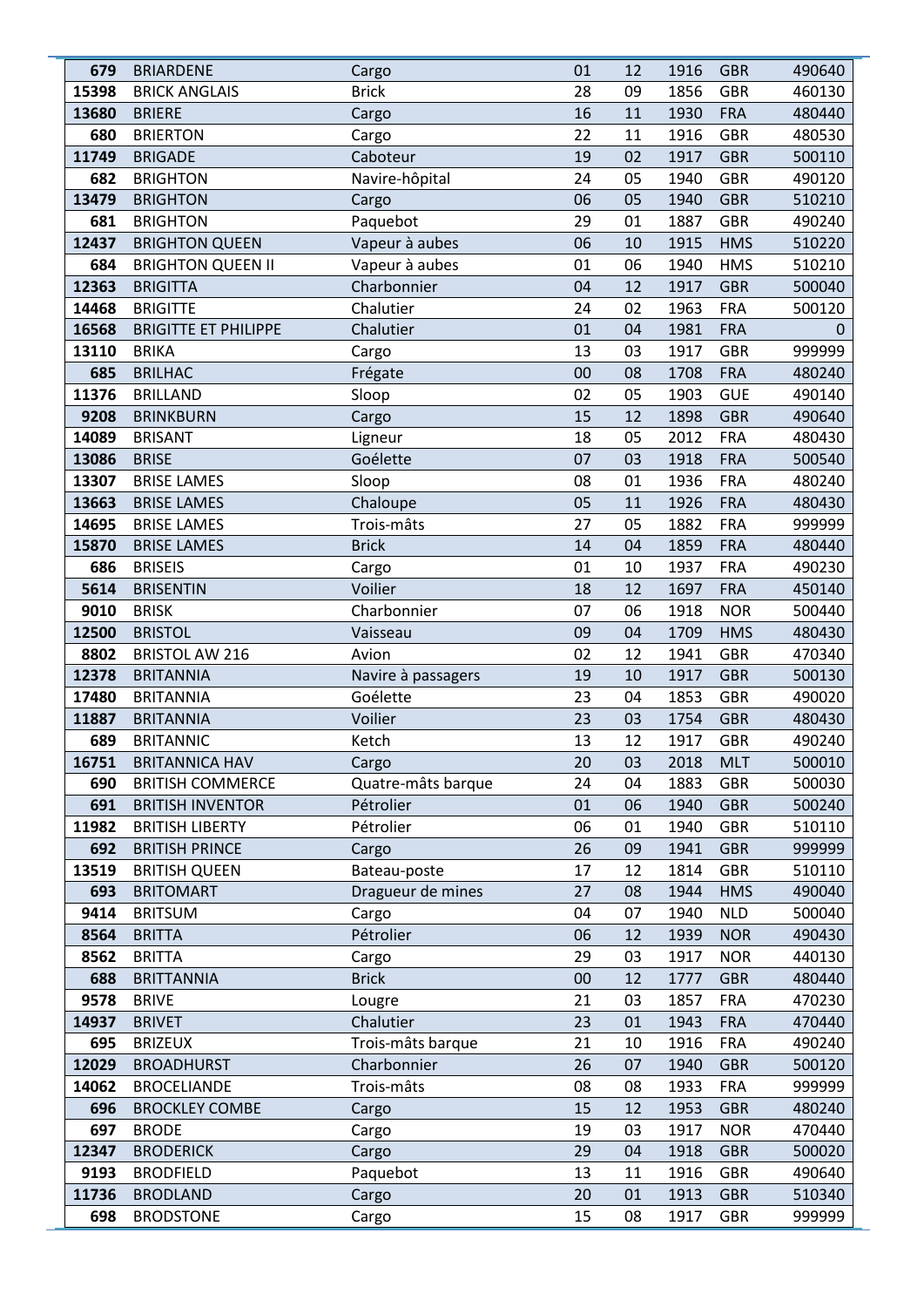| | | | | | | | |
|---|---|---|---|---|---|---|---|
| **679** | BRIARDENE | Cargo | 01 | 12 | 1916 | GBR | 490640 |
| **15398** | BRICK ANGLAIS | Brick | 28 | 09 | 1856 | GBR | 460130 |
| **13680** | BRIERE | Cargo | 16 | 11 | 1930 | FRA | 480440 |
| **680** | BRIERTON | Cargo | 22 | 11 | 1916 | GBR | 480530 |
| **11749** | BRIGADE | Caboteur | 19 | 02 | 1917 | GBR | 500110 |
| **682** | BRIGHTON | Navire-hôpital | 24 | 05 | 1940 | GBR | 490120 |
| **13479** | BRIGHTON | Cargo | 06 | 05 | 1940 | GBR | 510210 |
| **681** | BRIGHTON | Paquebot | 29 | 01 | 1887 | GBR | 490240 |
| **12437** | BRIGHTON QUEEN | Vapeur à aubes | 06 | 10 | 1915 | HMS | 510220 |
| **684** | BRIGHTON QUEEN II | Vapeur à aubes | 01 | 06 | 1940 | HMS | 510210 |
| **12363** | BRIGITTA | Charbonnier | 04 | 12 | 1917 | GBR | 500040 |
| **14468** | BRIGITTE | Chalutier | 24 | 02 | 1963 | FRA | 500120 |
| **16568** | BRIGITTE ET PHILIPPE | Chalutier | 01 | 04 | 1981 | FRA | 0 |
| **13110** | BRIKA | Cargo | 13 | 03 | 1917 | GBR | 999999 |
| **685** | BRILHAC | Frégate | 00 | 08 | 1708 | FRA | 480240 |
| **11376** | BRILLAND | Sloop | 02 | 05 | 1903 | GUE | 490140 |
| **9208** | BRINKBURN | Cargo | 15 | 12 | 1898 | GBR | 490640 |
| **14089** | BRISANT | Ligneur | 18 | 05 | 2012 | FRA | 480430 |
| **13086** | BRISE | Goélette | 07 | 03 | 1918 | FRA | 500540 |
| **13307** | BRISE LAMES | Sloop | 08 | 01 | 1936 | FRA | 480240 |
| **13663** | BRISE LAMES | Chaloupe | 05 | 11 | 1926 | FRA | 480430 |
| **14695** | BRISE LAMES | Trois-mâts | 27 | 05 | 1882 | FRA | 999999 |
| **15870** | BRISE LAMES | Brick | 14 | 04 | 1859 | FRA | 480440 |
| **686** | BRISEIS | Cargo | 01 | 10 | 1937 | FRA | 490230 |
| **5614** | BRISENTIN | Voilier | 18 | 12 | 1697 | FRA | 450140 |
| **9010** | BRISK | Charbonnier | 07 | 06 | 1918 | NOR | 500440 |
| **12500** | BRISTOL | Vaisseau | 09 | 04 | 1709 | HMS | 480430 |
| **8802** | BRISTOL AW 216 | Avion | 02 | 12 | 1941 | GBR | 470340 |
| **12378** | BRITANNIA | Navire à passagers | 19 | 10 | 1917 | GBR | 500130 |
| **17480** | BRITANNIA | Goélette | 23 | 04 | 1853 | GBR | 490020 |
| **11887** | BRITANNIA | Voilier | 23 | 03 | 1754 | GBR | 480430 |
| **689** | BRITANNIC | Ketch | 13 | 12 | 1917 | GBR | 490240 |
| **16751** | BRITANNICA HAV | Cargo | 20 | 03 | 2018 | MLT | 500010 |
| **690** | BRITISH COMMERCE | Quatre-mâts barque | 24 | 04 | 1883 | GBR | 500030 |
| **691** | BRITISH INVENTOR | Pétrolier | 01 | 06 | 1940 | GBR | 500240 |
| **11982** | BRITISH LIBERTY | Pétrolier | 06 | 01 | 1940 | GBR | 510110 |
| **692** | BRITISH PRINCE | Cargo | 26 | 09 | 1941 | GBR | 999999 |
| **13519** | BRITISH QUEEN | Bateau-poste | 17 | 12 | 1814 | GBR | 510110 |
| **693** | BRITOMART | Dragueur de mines | 27 | 08 | 1944 | HMS | 490040 |
| **9414** | BRITSUM | Cargo | 04 | 07 | 1940 | NLD | 500040 |
| **8564** | BRITTA | Pétrolier | 06 | 12 | 1939 | NOR | 490430 |
| **8562** | BRITTA | Cargo | 29 | 03 | 1917 | NOR | 440130 |
| **688** | BRITTANNIA | Brick | 00 | 12 | 1777 | GBR | 480440 |
| **9578** | BRIVE | Lougre | 21 | 03 | 1857 | FRA | 470230 |
| **14937** | BRIVET | Chalutier | 23 | 01 | 1943 | FRA | 470440 |
| **695** | BRIZEUX | Trois-mâts barque | 21 | 10 | 1916 | FRA | 490240 |
| **12029** | BROADHURST | Charbonnier | 26 | 07 | 1940 | GBR | 500120 |
| **14062** | BROCELIANDE | Trois-mâts | 08 | 08 | 1933 | FRA | 999999 |
| **696** | BROCKLEY COMBE | Cargo | 15 | 12 | 1953 | GBR | 480240 |
| **697** | BRODE | Cargo | 19 | 03 | 1917 | NOR | 470440 |
| **12347** | BRODERICK | Cargo | 29 | 04 | 1918 | GBR | 500020 |
| **9193** | BRODFIELD | Paquebot | 13 | 11 | 1916 | GBR | 490640 |
| **11736** | BRODLAND | Cargo | 20 | 01 | 1913 | GBR | 510340 |
| **698** | BRODSTONE | Cargo | 15 | 08 | 1917 | GBR | 999999 |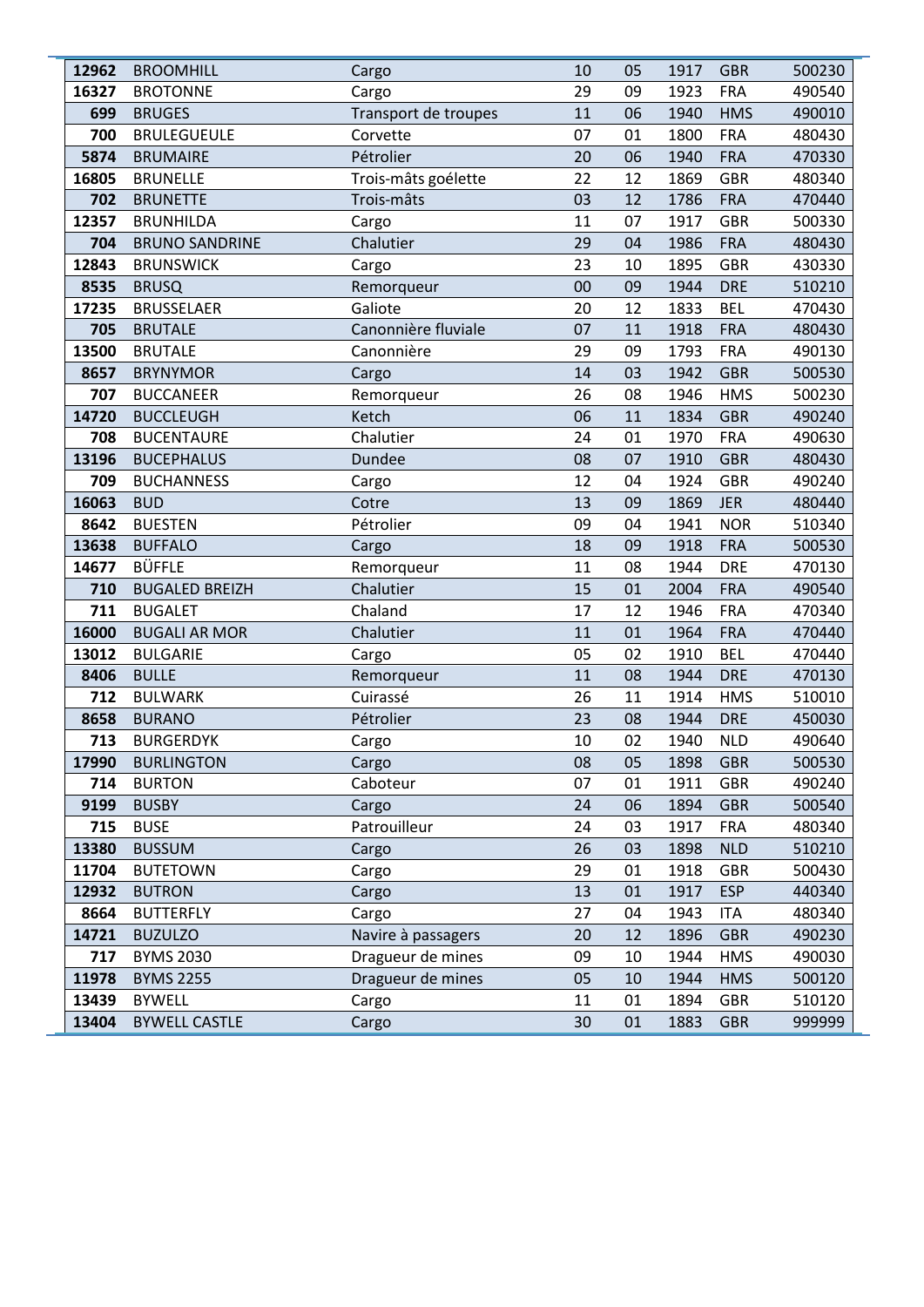| | | | | | | | |
|---|---|---|---|---|---|---|---|
| **12962** | BROOMHILL | Cargo | 10 | 05 | 1917 | GBR | 500230 |
| **16327** | BROTONNE | Cargo | 29 | 09 | 1923 | FRA | 490540 |
| **699** | BRUGES | Transport de troupes | 11 | 06 | 1940 | HMS | 490010 |
| **700** | BRULEGUEULE | Corvette | 07 | 01 | 1800 | FRA | 480430 |
| **5874** | BRUMAIRE | Pétrolier | 20 | 06 | 1940 | FRA | 470330 |
| **16805** | BRUNELLE | Trois-mâts goélette | 22 | 12 | 1869 | GBR | 480340 |
| **702** | BRUNETTE | Trois-mâts | 03 | 12 | 1786 | FRA | 470440 |
| **12357** | BRUNHILDA | Cargo | 11 | 07 | 1917 | GBR | 500330 |
| **704** | BRUNO SANDRINE | Chalutier | 29 | 04 | 1986 | FRA | 480430 |
| **12843** | BRUNSWICK | Cargo | 23 | 10 | 1895 | GBR | 430330 |
| **8535** | BRUSQ | Remorqueur | 00 | 09 | 1944 | DRE | 510210 |
| **17235** | BRUSSELAER | Galiote | 20 | 12 | 1833 | BEL | 470430 |
| **705** | BRUTALE | Canonnière fluviale | 07 | 11 | 1918 | FRA | 480430 |
| **13500** | BRUTALE | Canonnière | 29 | 09 | 1793 | FRA | 490130 |
| **8657** | BRYNYMOR | Cargo | 14 | 03 | 1942 | GBR | 500530 |
| **707** | BUCCANEER | Remorqueur | 26 | 08 | 1946 | HMS | 500230 |
| **14720** | BUCCLEUGH | Ketch | 06 | 11 | 1834 | GBR | 490240 |
| **708** | BUCENTAURE | Chalutier | 24 | 01 | 1970 | FRA | 490630 |
| **13196** | BUCEPHALUS | Dundee | 08 | 07 | 1910 | GBR | 480430 |
| **709** | BUCHANNESS | Cargo | 12 | 04 | 1924 | GBR | 490240 |
| **16063** | BUD | Cotre | 13 | 09 | 1869 | JER | 480440 |
| **8642** | BUESTEN | Pétrolier | 09 | 04 | 1941 | NOR | 510340 |
| **13638** | BUFFALO | Cargo | 18 | 09 | 1918 | FRA | 500530 |
| **14677** | BÜFFLE | Remorqueur | 11 | 08 | 1944 | DRE | 470130 |
| **710** | BUGALED BREIZH | Chalutier | 15 | 01 | 2004 | FRA | 490540 |
| **711** | BUGALET | Chaland | 17 | 12 | 1946 | FRA | 470340 |
| **16000** | BUGALI AR MOR | Chalutier | 11 | 01 | 1964 | FRA | 470440 |
| **13012** | BULGARIE | Cargo | 05 | 02 | 1910 | BEL | 470440 |
| **8406** | BULLE | Remorqueur | 11 | 08 | 1944 | DRE | 470130 |
| **712** | BULWARK | Cuirassé | 26 | 11 | 1914 | HMS | 510010 |
| **8658** | BURANO | Pétrolier | 23 | 08 | 1944 | DRE | 450030 |
| **713** | BURGERDYK | Cargo | 10 | 02 | 1940 | NLD | 490640 |
| **17990** | BURLINGTON | Cargo | 08 | 05 | 1898 | GBR | 500530 |
| **714** | BURTON | Caboteur | 07 | 01 | 1911 | GBR | 490240 |
| **9199** | BUSBY | Cargo | 24 | 06 | 1894 | GBR | 500540 |
| **715** | BUSE | Patrouilleur | 24 | 03 | 1917 | FRA | 480340 |
| **13380** | BUSSUM | Cargo | 26 | 03 | 1898 | NLD | 510210 |
| **11704** | BUTETOWN | Cargo | 29 | 01 | 1918 | GBR | 500430 |
| **12932** | BUTRON | Cargo | 13 | 01 | 1917 | ESP | 440340 |
| **8664** | BUTTERFLY | Cargo | 27 | 04 | 1943 | ITA | 480340 |
| **14721** | BUZULZO | Navire à passagers | 20 | 12 | 1896 | GBR | 490230 |
| **717** | BYMS 2030 | Dragueur de mines | 09 | 10 | 1944 | HMS | 490030 |
| **11978** | BYMS 2255 | Dragueur de mines | 05 | 10 | 1944 | HMS | 500120 |
| **13439** | BYWELL | Cargo | 11 | 01 | 1894 | GBR | 510120 |
| **13404** | BYWELL CASTLE | Cargo | 30 | 01 | 1883 | GBR | 999999 |